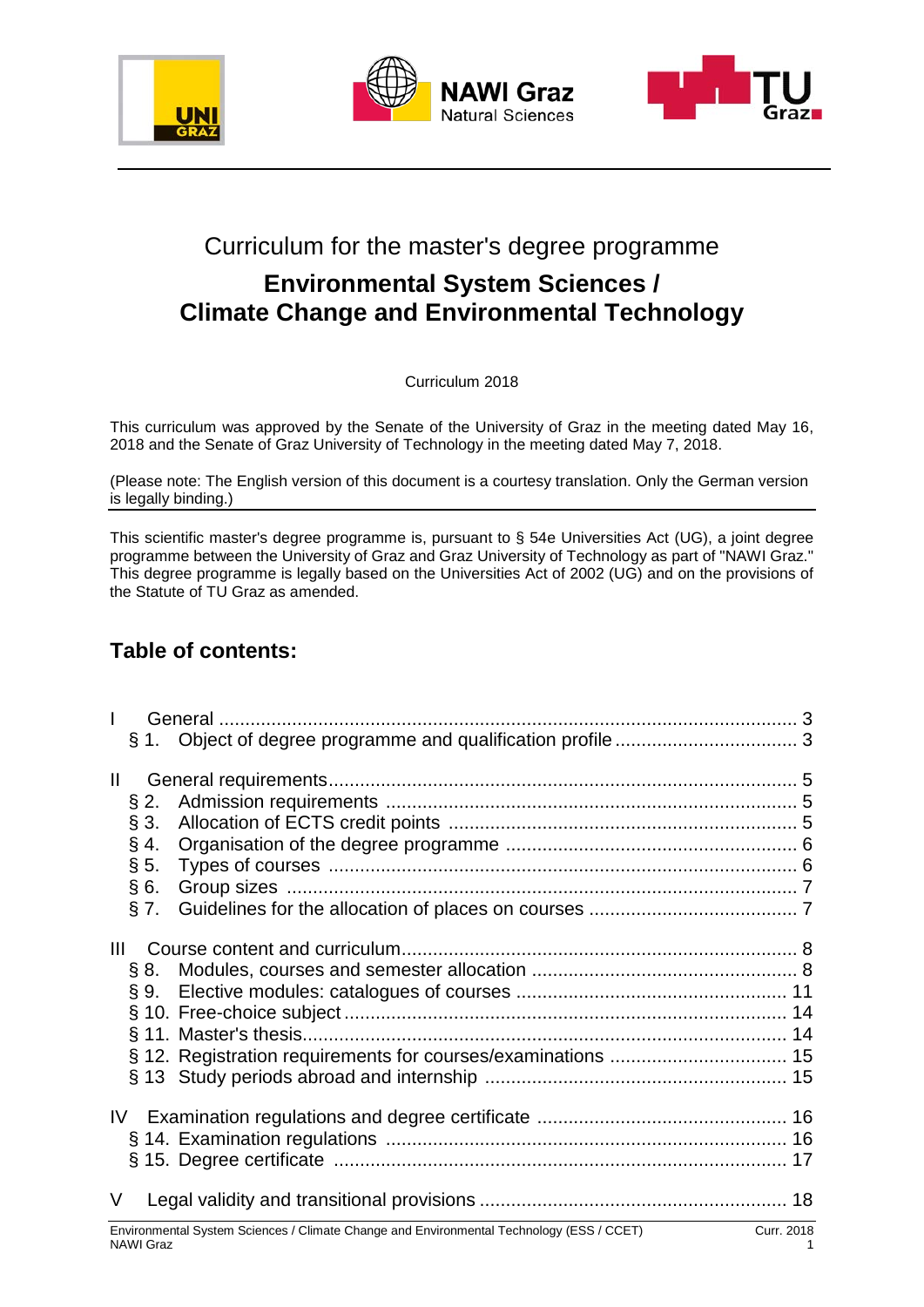Curriculum for the master's degree programme

# Environmental System Sciences / Climate Change and Environmental Technology

Curriculum 2018

This curriculum was approved by the Senate of the University of Graz in the meeting dated May 16, 2018 and the Senate of Graz University of Technology in the meeting dated May 7, 2018.

(Please note: The English version of this document is a courtesy translation. Only the German version is legally binding.)

This scientific master's degree programme is, pursuant to § 54e Universities Act (UG), a joint degree programme between the University of Graz and Graz University of Technology as part of "NAWI Graz." This degree programme is legally based on the Universities Act of 2002 (UG) and on the provisions of the Statute of TU Graz as amended.

## Table of contents:

I General ..... 3
- § 1. Object of degree programme and qualification profile ..... 3

II General requirements ..... 5
- § 2. Admission requirements ..... 5
- § 3. Allocation of ECTS credit points ..... 5
- § 4. Organisation of the degree programme ..... 6
- § 5. Types of courses ..... 6
- § 6. Group sizes ..... 7
- § 7. Guidelines for the allocation of places on courses ..... 7

III Course content and curriculum ..... 8
- § 8. Modules, courses and semester allocation ..... 8
- § 9. Elective modules: catalogues of courses ..... 11
- § 10. Free-choice subject ..... 14
- § 11. Master's thesis ..... 14
- § 12. Registration requirements for courses/examinations ..... 15
- § 13 Study periods abroad and internship ..... 15

IV Examination regulations and degree certificate ..... 16
- § 14. Examination regulations ..... 16
- § 15. Degree certificate ..... 17

V Legal validity and transitional provisions ..... 18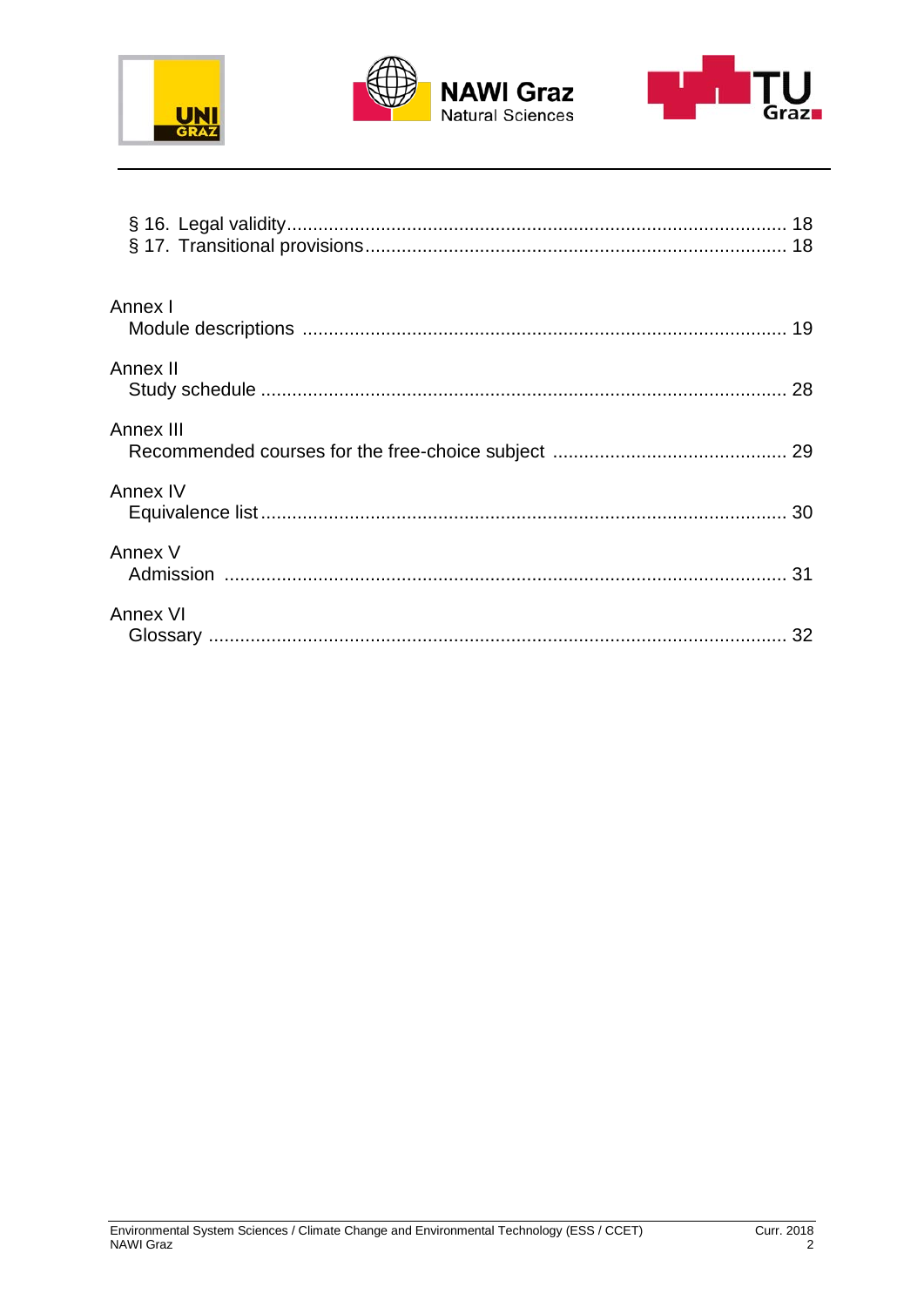§ 16. Legal validity ... 18

§ 17. Transitional provisions ... 18

Annex I
Module descriptions ... 19

Annex II
Study schedule ... 28

Annex III
Recommended courses for the free-choice subject ... 29

Annex IV
Equivalence list ... 30

Annex V
Admission ... 31

Annex VI
Glossary ... 32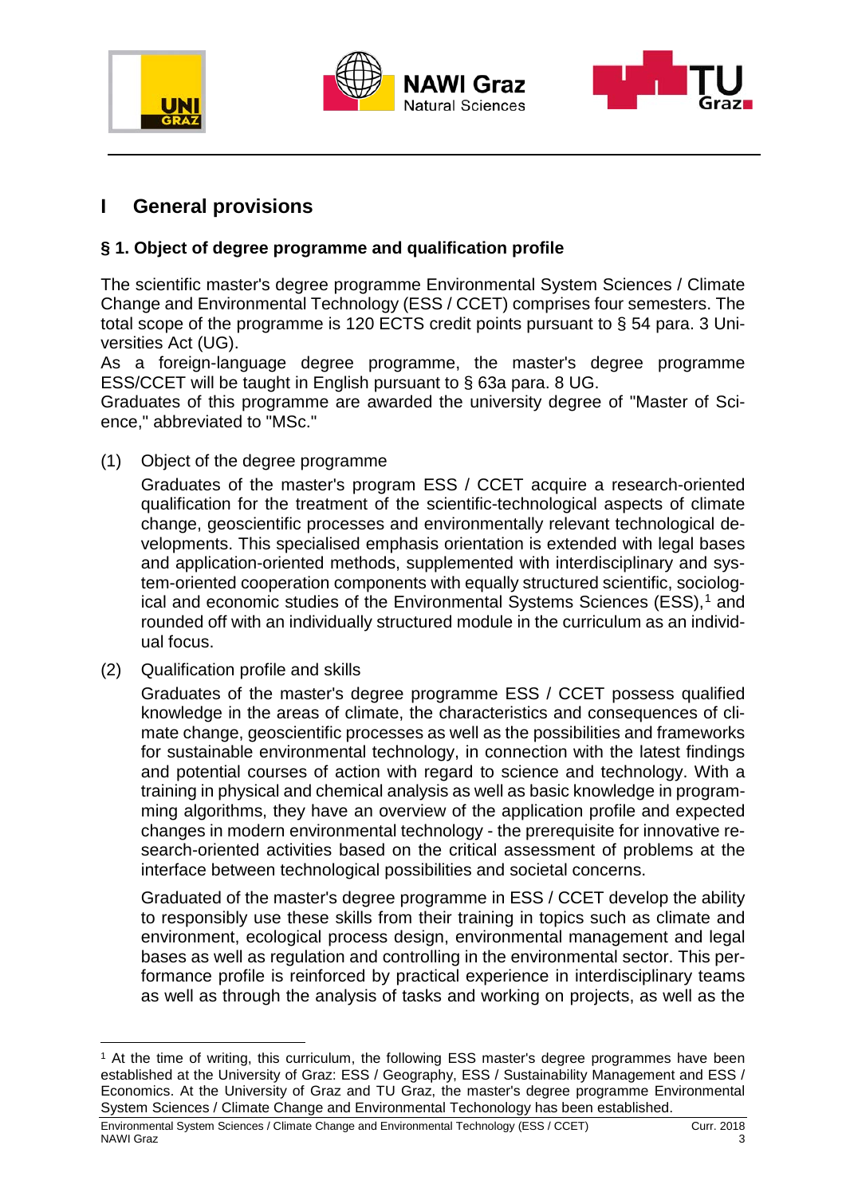# I General provisions

## § 1. Object of degree programme and qualification profile

The scientific master's degree programme Environmental System Sciences / Climate Change and Environmental Technology (ESS / CCET) comprises four semesters. The total scope of the programme is 120 ECTS credit points pursuant to § 54 para. 3 Universities Act (UG).

As a foreign-language degree programme, the master's degree programme ESS/CCET will be taught in English pursuant to § 63a para. 8 UG.

Graduates of this programme are awarded the university degree of "Master of Science," abbreviated to "MSc."

(1) Object of the degree programme

Graduates of the master's program ESS / CCET acquire a research-oriented qualification for the treatment of the scientific-technological aspects of climate change, geoscientific processes and environmentally relevant technological developments. This specialised emphasis orientation is extended with legal bases and application-oriented methods, supplemented with interdisciplinary and system-oriented cooperation components with equally structured scientific, sociological and economic studies of the Environmental Systems Sciences (ESS),[1] and rounded off with an individually structured module in the curriculum as an individual focus.

(2) Qualification profile and skills

Graduates of the master's degree programme ESS / CCET possess qualified knowledge in the areas of climate, the characteristics and consequences of climate change, geoscientific processes as well as the possibilities and frameworks for sustainable environmental technology, in connection with the latest findings and potential courses of action with regard to science and technology. With a training in physical and chemical analysis as well as basic knowledge in programming algorithms, they have an overview of the application profile and expected changes in modern environmental technology - the prerequisite for innovative research-oriented activities based on the critical assessment of problems at the interface between technological possibilities and societal concerns.

Graduated of the master's degree programme in ESS / CCET develop the ability to responsibly use these skills from their training in topics such as climate and environment, ecological process design, environmental management and legal bases as well as regulation and controlling in the environmental sector. This performance profile is reinforced by practical experience in interdisciplinary teams as well as through the analysis of tasks and working on projects, as well as the

---

[1] At the time of writing, this curriculum, the following ESS master's degree programmes have been established at the University of Graz: ESS / Geography, ESS / Sustainability Management and ESS / Economics. At the University of Graz and TU Graz, the master's degree programme Environmental System Sciences / Climate Change and Environmental Techonology has been established.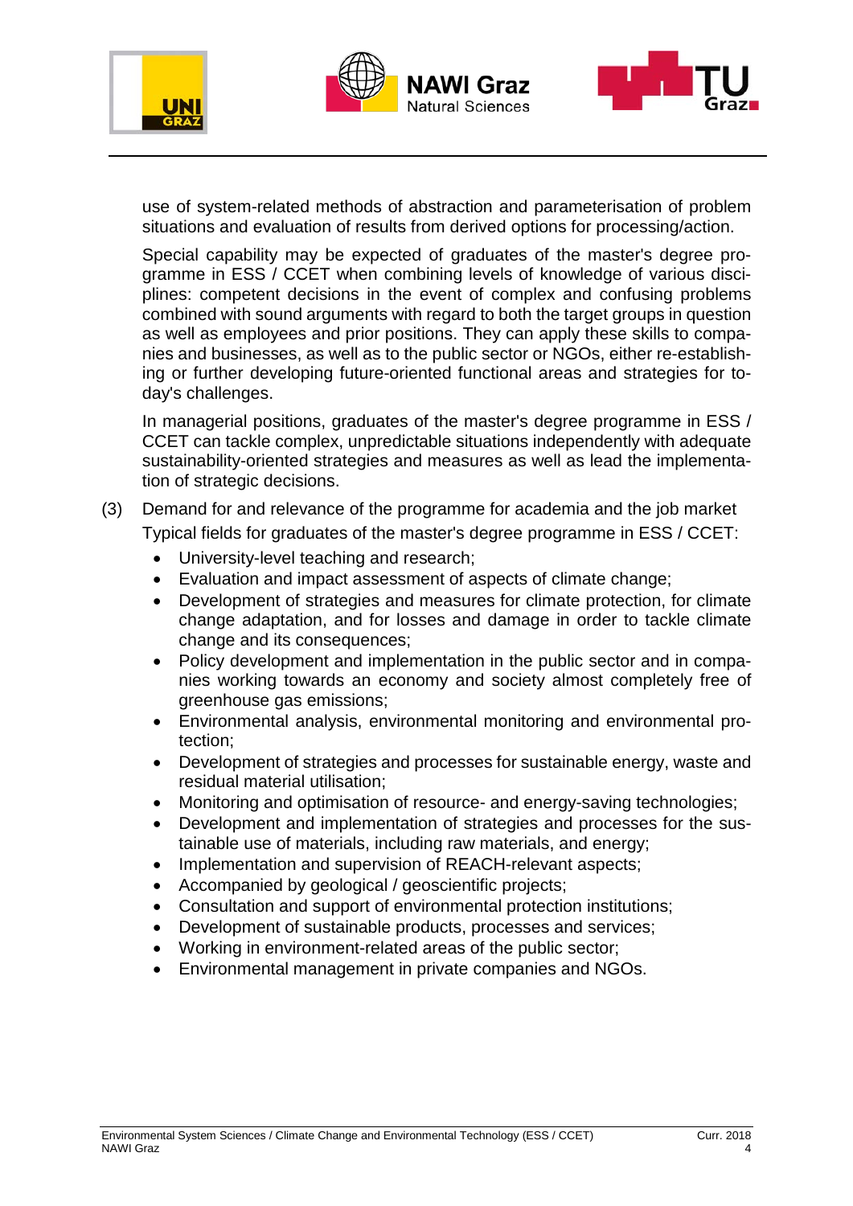use of system-related methods of abstraction and parameterisation of problem situations and evaluation of results from derived options for processing/action.

Special capability may be expected of graduates of the master's degree programme in ESS / CCET when combining levels of knowledge of various disciplines: competent decisions in the event of complex and confusing problems combined with sound arguments with regard to both the target groups in question as well as employees and prior positions. They can apply these skills to companies and businesses, as well as to the public sector or NGOs, either re-establishing or further developing future-oriented functional areas and strategies for today's challenges.

In managerial positions, graduates of the master's degree programme in ESS / CCET can tackle complex, unpredictable situations independently with adequate sustainability-oriented strategies and measures as well as lead the implementation of strategic decisions.

(3) Demand for and relevance of the programme for academia and the job market

Typical fields for graduates of the master's degree programme in ESS / CCET:

- University-level teaching and research;
- Evaluation and impact assessment of aspects of climate change;
- Development of strategies and measures for climate protection, for climate change adaptation, and for losses and damage in order to tackle climate change and its consequences;
- Policy development and implementation in the public sector and in companies working towards an economy and society almost completely free of greenhouse gas emissions;
- Environmental analysis, environmental monitoring and environmental protection;
- Development of strategies and processes for sustainable energy, waste and residual material utilisation;
- Monitoring and optimisation of resource- and energy-saving technologies;
- Development and implementation of strategies and processes for the sustainable use of materials, including raw materials, and energy;
- Implementation and supervision of REACH-relevant aspects;
- Accompanied by geological / geoscientific projects;
- Consultation and support of environmental protection institutions;
- Development of sustainable products, processes and services;
- Working in environment-related areas of the public sector;
- Environmental management in private companies and NGOs.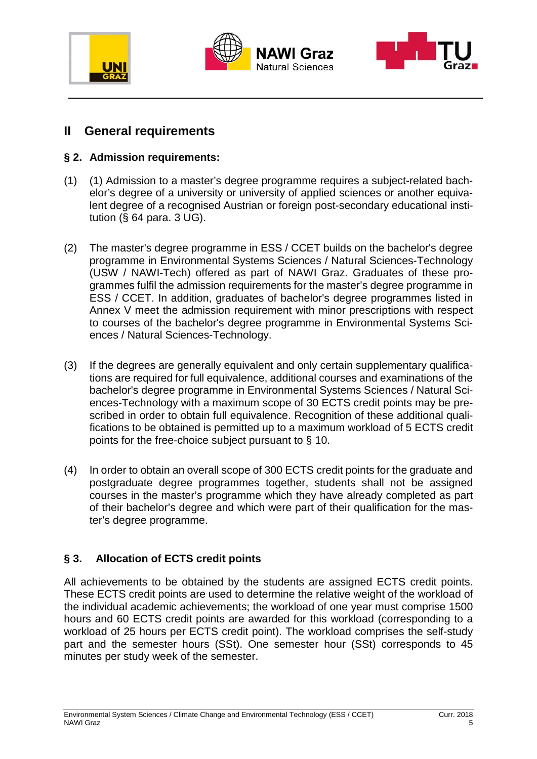## II General requirements

### § 2. Admission requirements:

(1) (1) Admission to a master's degree programme requires a subject-related bachelor's degree of a university or university of applied sciences or another equivalent degree of a recognised Austrian or foreign post-secondary educational institution (§ 64 para. 3 UG).

(2) The master's degree programme in ESS / CCET builds on the bachelor's degree programme in Environmental Systems Sciences / Natural Sciences-Technology (USW / NAWI-Tech) offered as part of NAWI Graz. Graduates of these programmes fulfil the admission requirements for the master's degree programme in ESS / CCET. In addition, graduates of bachelor's degree programmes listed in Annex V meet the admission requirement with minor prescriptions with respect to courses of the bachelor's degree programme in Environmental Systems Sciences / Natural Sciences-Technology.

(3) If the degrees are generally equivalent and only certain supplementary qualifications are required for full equivalence, additional courses and examinations of the bachelor's degree programme in Environmental Systems Sciences / Natural Sciences-Technology with a maximum scope of 30 ECTS credit points may be prescribed in order to obtain full equivalence. Recognition of these additional qualifications to be obtained is permitted up to a maximum workload of 5 ECTS credit points for the free-choice subject pursuant to § 10.

(4) In order to obtain an overall scope of 300 ECTS credit points for the graduate and postgraduate degree programmes together, students shall not be assigned courses in the master's programme which they have already completed as part of their bachelor's degree and which were part of their qualification for the master's degree programme.

### § 3. Allocation of ECTS credit points

All achievements to be obtained by the students are assigned ECTS credit points. These ECTS credit points are used to determine the relative weight of the workload of the individual academic achievements; the workload of one year must comprise 1500 hours and 60 ECTS credit points are awarded for this workload (corresponding to a workload of 25 hours per ECTS credit point). The workload comprises the self-study part and the semester hours (SSt). One semester hour (SSt) corresponds to 45 minutes per study week of the semester.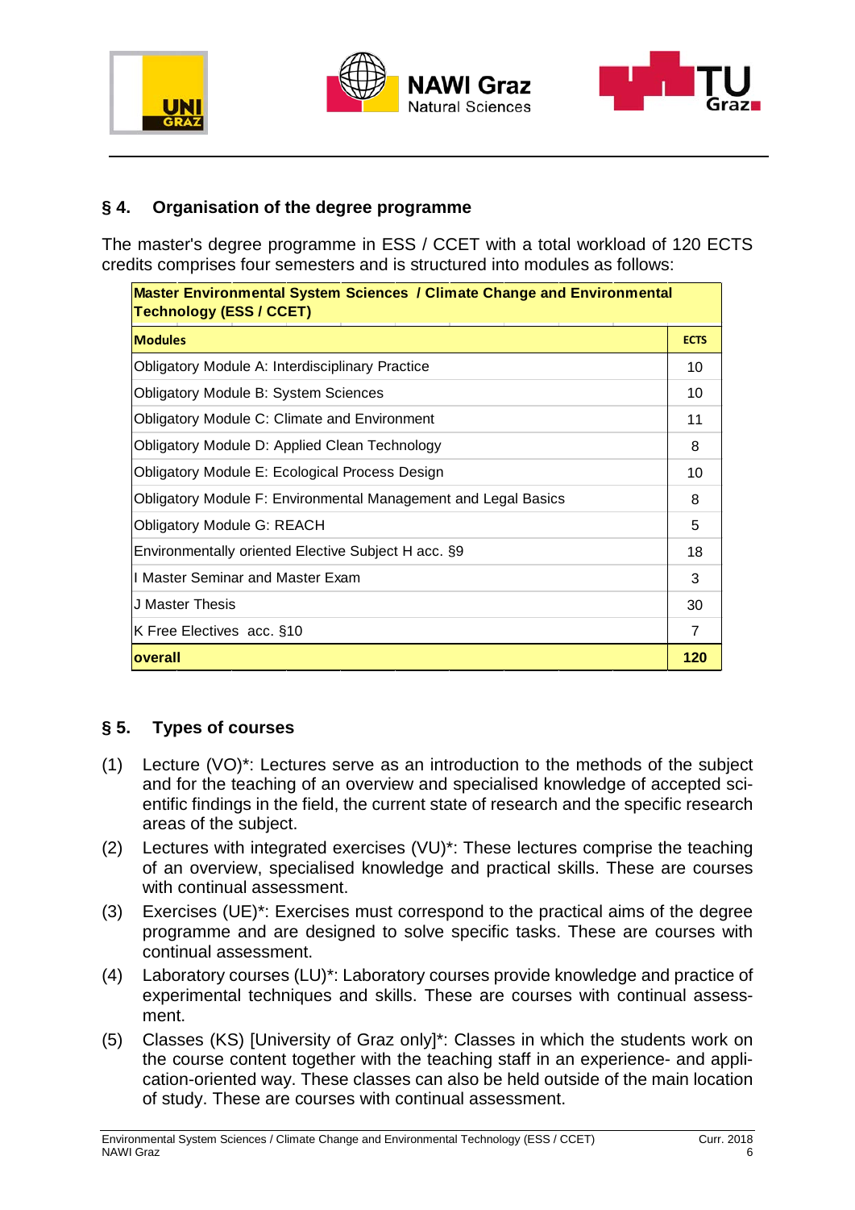## § 4. Organisation of the degree programme

The master's degree programme in ESS / CCET with a total workload of 120 ECTS credits comprises four semesters and is structured into modules as follows:

| **Master Environmental System Sciences / Climate Change and Environmental Technology (ESS / CCET)** | |
|---|---|
| **Modules** | **ECTS** |
| Obligatory Module A: Interdisciplinary Practice | 10 |
| Obligatory Module B: System Sciences | 10 |
| Obligatory Module C: Climate and Environment | 11 |
| Obligatory Module D: Applied Clean Technology | 8 |
| Obligatory Module E: Ecological Process Design | 10 |
| Obligatory Module F: Environmental Management and Legal Basics | 8 |
| Obligatory Module G: REACH | 5 |
| Environmentally oriented Elective Subject H acc. §9 | 18 |
| I Master Seminar and Master Exam | 3 |
| J Master Thesis | 30 |
| K Free Electives acc. §10 | 7 |
| **overall** | **120** |

## § 5. Types of courses

(1) Lecture (VO)*: Lectures serve as an introduction to the methods of the subject and for the teaching of an overview and specialised knowledge of accepted scientific findings in the field, the current state of research and the specific research areas of the subject.

(2) Lectures with integrated exercises (VU)*: These lectures comprise the teaching of an overview, specialised knowledge and practical skills. These are courses with continual assessment.

(3) Exercises (UE)*: Exercises must correspond to the practical aims of the degree programme and are designed to solve specific tasks. These are courses with continual assessment.

(4) Laboratory courses (LU)*: Laboratory courses provide knowledge and practice of experimental techniques and skills. These are courses with continual assessment.

(5) Classes (KS) [University of Graz only]*: Classes in which the students work on the course content together with the teaching staff in an experience- and application-oriented way. These classes can also be held outside of the main location of study. These are courses with continual assessment.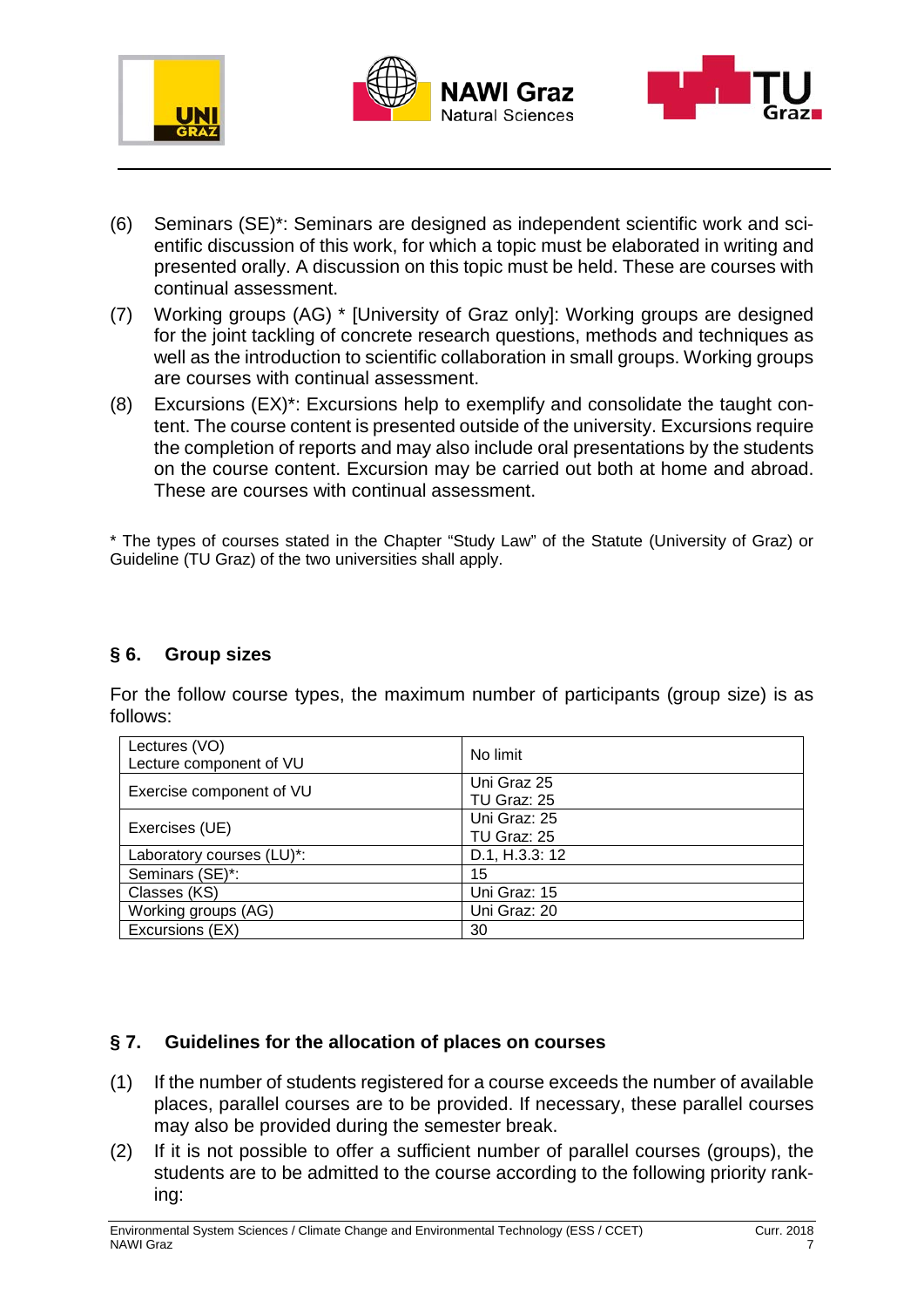(6) Seminars (SE)*: Seminars are designed as independent scientific work and scientific discussion of this work, for which a topic must be elaborated in writing and presented orally. A discussion on this topic must be held. These are courses with continual assessment.

(7) Working groups (AG) * [University of Graz only]: Working groups are designed for the joint tackling of concrete research questions, methods and techniques as well as the introduction to scientific collaboration in small groups. Working groups are courses with continual assessment.

(8) Excursions (EX)*: Excursions help to exemplify and consolidate the taught content. The course content is presented outside of the university. Excursions require the completion of reports and may also include oral presentations by the students on the course content. Excursion may be carried out both at home and abroad. These are courses with continual assessment.

\* The types of courses stated in the Chapter "Study Law" of the Statute (University of Graz) or Guideline (TU Graz) of the two universities shall apply.

## § 6. Group sizes

For the follow course types, the maximum number of participants (group size) is as follows:

| Course type | Group size |
|---|---|
| Lectures (VO)<br>Lecture component of VU | No limit |
| Exercise component of VU | Uni Graz 25<br>TU Graz: 25 |
| Exercises (UE) | Uni Graz: 25<br>TU Graz: 25 |
| Laboratory courses (LU)*: | D.1, H.3.3: 12 |
| Seminars (SE)*: | 15 |
| Classes (KS) | Uni Graz: 15 |
| Working groups (AG) | Uni Graz: 20 |
| Excursions (EX) | 30 |

## § 7. Guidelines for the allocation of places on courses

(1) If the number of students registered for a course exceeds the number of available places, parallel courses are to be provided. If necessary, these parallel courses may also be provided during the semester break.

(2) If it is not possible to offer a sufficient number of parallel courses (groups), the students are to be admitted to the course according to the following priority ranking: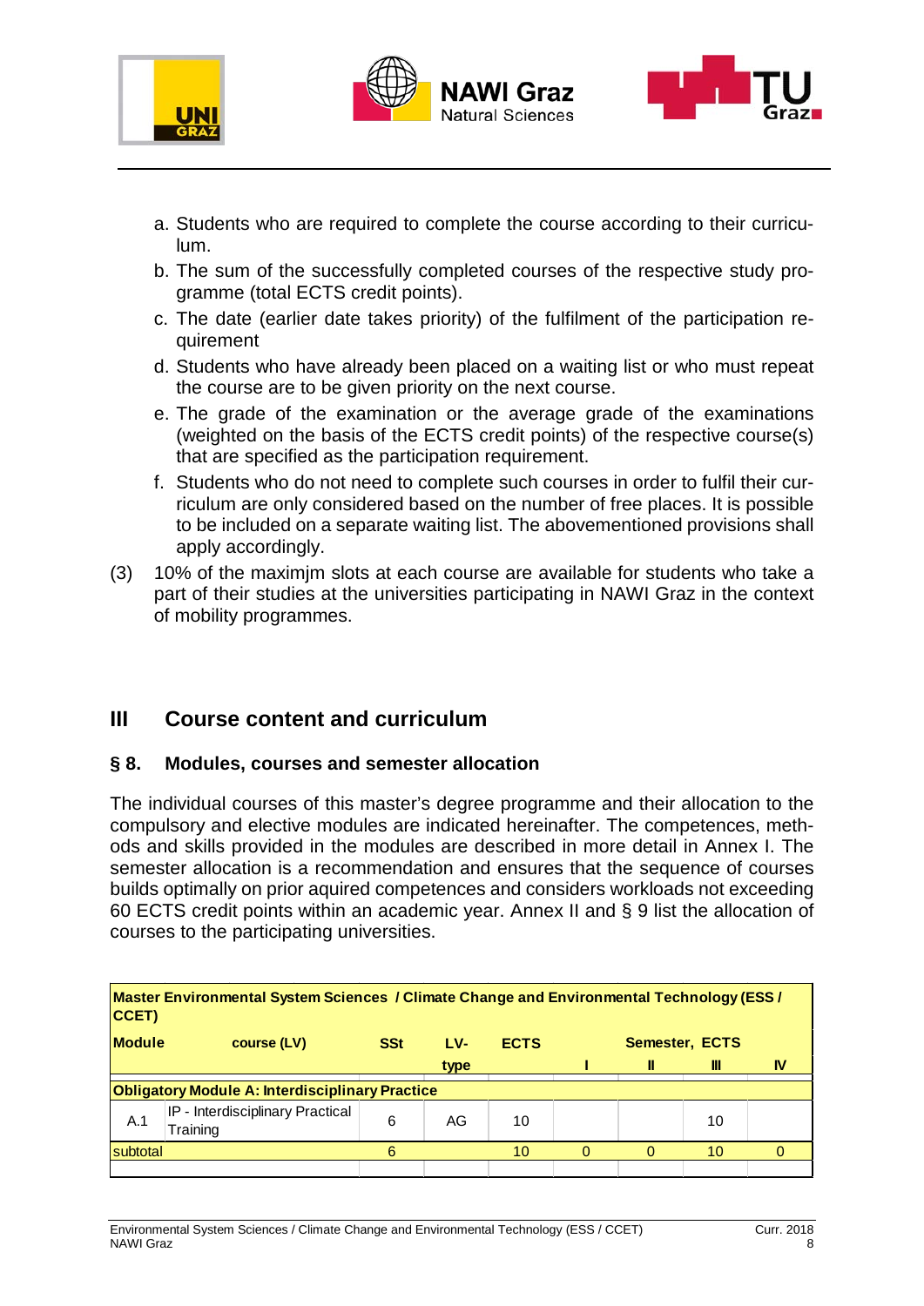a. Students who are required to complete the course according to their curriculum.
b. The sum of the successfully completed courses of the respective study programme (total ECTS credit points).
c. The date (earlier date takes priority) of the fulfilment of the participation requirement
d. Students who have already been placed on a waiting list or who must repeat the course are to be given priority on the next course.
e. The grade of the examination or the average grade of the examinations (weighted on the basis of the ECTS credit points) of the respective course(s) that are specified as the participation requirement.
f. Students who do not need to complete such courses in order to fulfil their curriculum are only considered based on the number of free places. It is possible to be included on a separate waiting list. The abovementioned provisions shall apply accordingly.

(3) 10% of the maximjm slots at each course are available for students who take a part of their studies at the universities participating in NAWI Graz in the context of mobility programmes.

# III Course content and curriculum

## § 8. Modules, courses and semester allocation

The individual courses of this master's degree programme and their allocation to the compulsory and elective modules are indicated hereinafter. The competences, methods and skills provided in the modules are described in more detail in Annex I. The semester allocation is a recommendation and ensures that the sequence of courses builds optimally on prior aquired competences and considers workloads not exceeding 60 ECTS credit points within an academic year. Annex II and § 9 list the allocation of courses to the participating universities.

| **Master Environmental System Sciences / Climate Change and Environmental Technology (ESS / CCET)** | | | | | | | | |
|---|---|---|---|---|---|---|---|---|
| **Module** | **course (LV)** | **SSt** | **LV-type** | **ECTS** | **Semester, ECTS** | | | |
| | | | | | **I** | **II** | **III** | **IV** |
| **Obligatory Module A: Interdisciplinary Practice** | | | | | | | | |
| A.1 | IP - Interdisciplinary Practical Training | 6 | AG | 10 | | | 10 | |
| subtotal | | 6 | | 10 | 0 | 0 | 10 | 0 |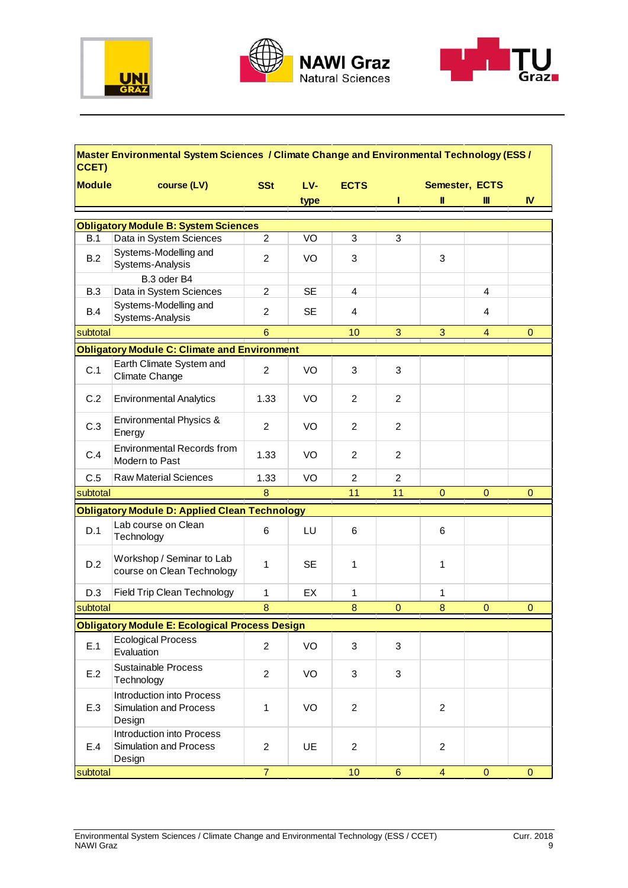| Master Environmental System Sciences / Climate Change and Environmental Technology (ESS / CCET) | | | | | | | | |
|---|---|---|---|---|---|---|---|---|
| **Module** | **course (LV)** | **SSt** | **LV-type** | **ECTS** | **Semester, ECTS** | | | |
| | | | | | **I** | **II** | **III** | **IV** |
| **Obligatory Module B: System Sciences** | | | | | | | | |
| B.1 | Data in System Sciences | 2 | VO | 3 | 3 | | | |
| B.2 | Systems-Modelling and Systems-Analysis | 2 | VO | 3 | | 3 | | |
| | B.3 oder B4 | | | | | | | |
| B.3 | Data in System Sciences | 2 | SE | 4 | | | 4 | |
| B.4 | Systems-Modelling and Systems-Analysis | 2 | SE | 4 | | | 4 | |
| subtotal | | 6 | | 10 | 3 | 3 | 4 | 0 |
| **Obligatory Module C: Climate and Environment** | | | | | | | | |
| C.1 | Earth Climate System and Climate Change | 2 | VO | 3 | 3 | | | |
| C.2 | Environmental Analytics | 1.33 | VO | 2 | 2 | | | |
| C.3 | Environmental Physics & Energy | 2 | VO | 2 | 2 | | | |
| C.4 | Environmental Records from Modern to Past | 1.33 | VO | 2 | 2 | | | |
| C.5 | Raw Material Sciences | 1.33 | VO | 2 | 2 | | | |
| subtotal | | 8 | | 11 | 11 | 0 | 0 | 0 |
| **Obligatory Module D: Applied Clean Technology** | | | | | | | | |
| D.1 | Lab course on Clean Technology | 6 | LU | 6 | | 6 | | |
| D.2 | Workshop / Seminar to Lab course on Clean Technology | 1 | SE | 1 | | 1 | | |
| D.3 | Field Trip Clean Technology | 1 | EX | 1 | | 1 | | |
| subtotal | | 8 | | 8 | 0 | 8 | 0 | 0 |
| **Obligatory Module E: Ecological Process Design** | | | | | | | | |
| E.1 | Ecological Process Evaluation | 2 | VO | 3 | 3 | | | |
| E.2 | Sustainable Process Technology | 2 | VO | 3 | 3 | | | |
| E.3 | Introduction into Process Simulation and Process Design | 1 | VO | 2 | | 2 | | |
| E.4 | Introduction into Process Simulation and Process Design | 2 | UE | 2 | | 2 | | |
| subtotal | | 7 | | 10 | 6 | 4 | 0 | 0 |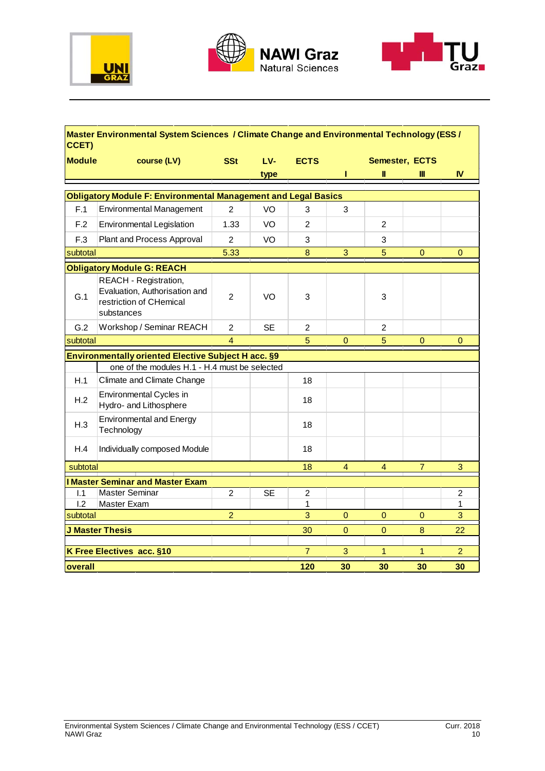| Master Environmental System Sciences / Climate Change and Environmental Technology (ESS / CCET) | | | | | | | | |
|---|---|---|---|---|---|---|---|---|
| **Module** | **course (LV)** | **SSt** | **LV-type** | **ECTS** | **Semester, ECTS I** | **II** | **III** | **IV** |
| **Obligatory Module F: Environmental Management and Legal Basics** | | | | | | | | |
| F.1 | Environmental Management | 2 | VO | 3 | 3 | | | |
| F.2 | Environmental Legislation | 1.33 | VO | 2 | | 2 | | |
| F.3 | Plant and Process Approval | 2 | VO | 3 | | 3 | | |
| subtotal | | 5.33 | | 8 | 3 | 5 | 0 | 0 |
| **Obligatory Module G: REACH** | | | | | | | | |
| G.1 | REACH - Registration, Evaluation, Authorisation and restriction of CHemical substances | 2 | VO | 3 | | 3 | | |
| G.2 | Workshop / Seminar REACH | 2 | SE | 2 | | 2 | | |
| subtotal | | 4 | | 5 | 0 | 5 | 0 | 0 |
| **Environmentally oriented Elective Subject H acc. §9** | | | | | | | | |
| | one of the modules H.1 - H.4 must be selected | | | | | | | |
| H.1 | Climate and Climate Change | | | 18 | | | | |
| H.2 | Environmental Cycles in Hydro- and Lithosphere | | | 18 | | | | |
| H.3 | Environmental and Energy Technology | | | 18 | | | | |
| H.4 | Individually composed Module | | | 18 | | | | |
| subtotal | | | | 18 | 4 | 4 | 7 | 3 |
| **I Master Seminar and Master Exam** | | | | | | | | |
| I.1 | Master Seminar | 2 | SE | 2 | | | | 2 |
| I.2 | Master Exam | | | 1 | | | | 1 |
| subtotal | | 2 | | 3 | 0 | 0 | 0 | 3 |
| **J Master Thesis** | | | | 30 | 0 | 0 | 8 | 22 |
| **K Free Electives acc. §10** | | | | 7 | 3 | 1 | 1 | 2 |
| **overall** | | | | **120** | **30** | **30** | **30** | **30** |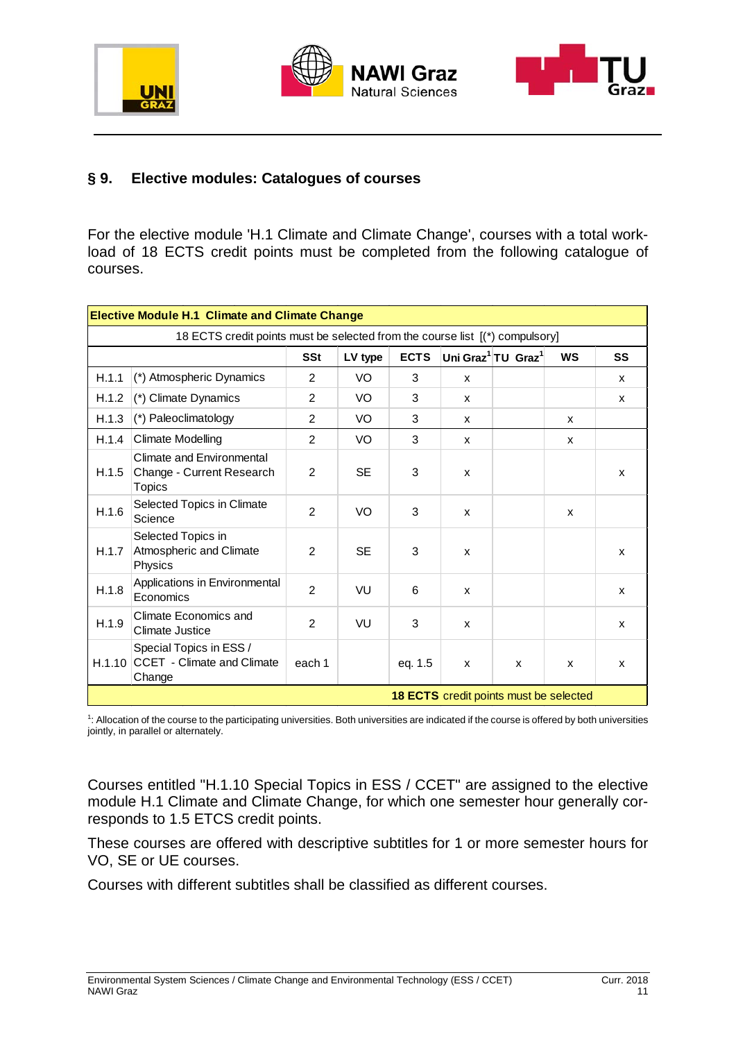## § 9. Elective modules: Catalogues of courses

For the elective module 'H.1 Climate and Climate Change', courses with a total workload of 18 ECTS credit points must be completed from the following catalogue of courses.

| **Elective Module H.1 Climate and Climate Change** | | | | | | | | |
|---|---|---|---|---|---|---|---|---|
| 18 ECTS credit points must be selected from the course list [(*) compulsory] | | | | | | | | |
| | | **SSt** | **LV type** | **ECTS** | **Uni Graz[1]** | **TU Graz[1]** | **WS** | **SS** |
| H.1.1 | (*) Atmospheric Dynamics | 2 | VO | 3 | x | | | x |
| H.1.2 | (*) Climate Dynamics | 2 | VO | 3 | x | | | x |
| H.1.3 | (*) Paleoclimatology | 2 | VO | 3 | x | | x | |
| H.1.4 | Climate Modelling | 2 | VO | 3 | x | | x | |
| H.1.5 | Climate and Environmental Change - Current Research Topics | 2 | SE | 3 | x | | | x |
| H.1.6 | Selected Topics in Climate Science | 2 | VO | 3 | x | | x | |
| H.1.7 | Selected Topics in Atmospheric and Climate Physics | 2 | SE | 3 | x | | | x |
| H.1.8 | Applications in Environmental Economics | 2 | VU | 6 | x | | | x |
| H.1.9 | Climate Economics and Climate Justice | 2 | VU | 3 | x | | | x |
| H.1.10 | Special Topics in ESS / CCET - Climate and Climate Change | each 1 | | eq. 1.5 | x | x | x | x |
| | | | | **18 ECTS** credit points must be selected | | | | |

[1]: Allocation of the course to the participating universities. Both universities are indicated if the course is offered by both universities jointly, in parallel or alternately.

Courses entitled "H.1.10 Special Topics in ESS / CCET" are assigned to the elective module H.1 Climate and Climate Change, for which one semester hour generally corresponds to 1.5 ETCS credit points.

These courses are offered with descriptive subtitles for 1 or more semester hours for VO, SE or UE courses.

Courses with different subtitles shall be classified as different courses.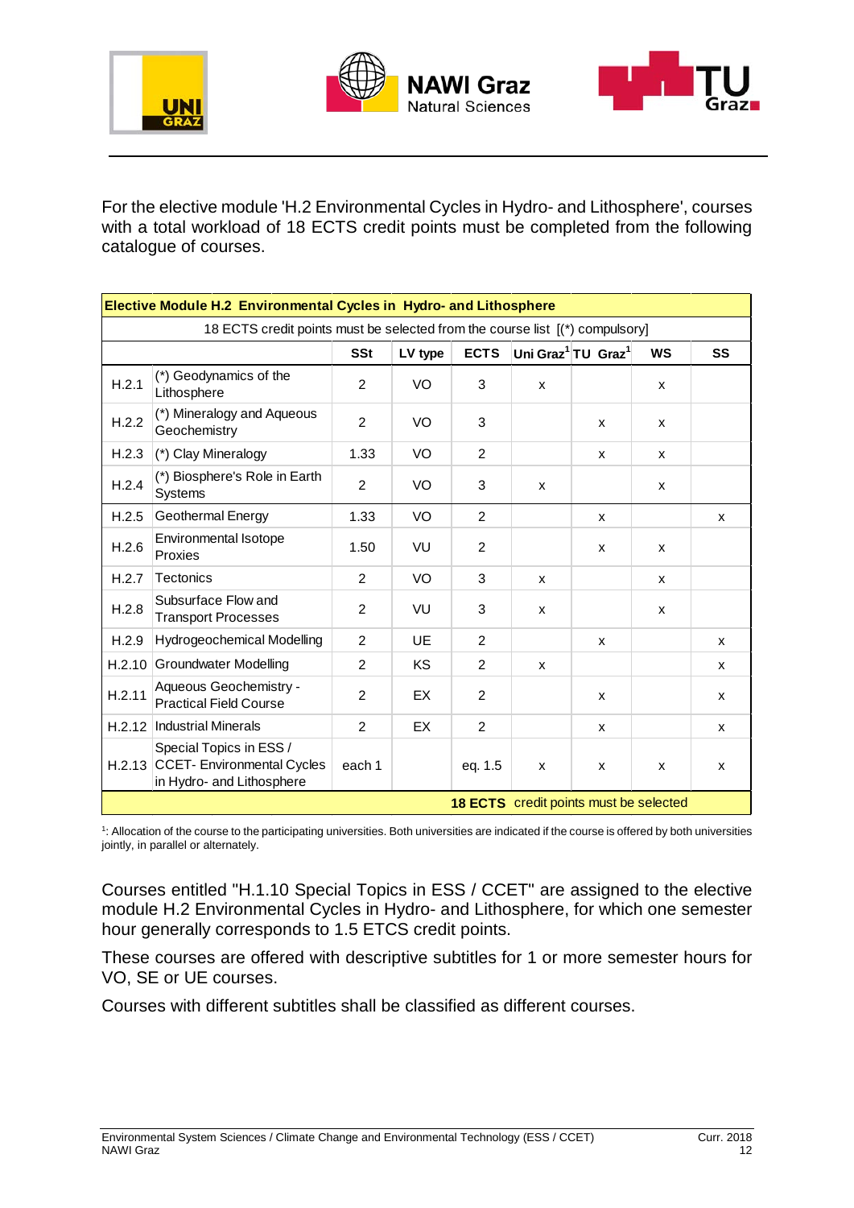For the elective module 'H.2 Environmental Cycles in Hydro- and Lithosphere', courses with a total workload of 18 ECTS credit points must be completed from the following catalogue of courses.

| **Elective Module H.2 Environmental Cycles in Hydro- and Lithosphere** | | | | | | | | |
|---|---|---|---|---|---|---|---|---|
| 18 ECTS credit points must be selected from the course list [(*) compulsory] | | | | | | | | |
| | | **SSt** | **LV type** | **ECTS** | **Uni Graz[1]** | **TU Graz[1]** | **WS** | **SS** |
| H.2.1 | (*) Geodynamics of the Lithosphere | 2 | VO | 3 | x | | x | |
| H.2.2 | (*) Mineralogy and Aqueous Geochemistry | 2 | VO | 3 | | x | x | |
| H.2.3 | (*) Clay Mineralogy | 1.33 | VO | 2 | | x | x | |
| H.2.4 | (*) Biosphere's Role in Earth Systems | 2 | VO | 3 | x | | x | |
| H.2.5 | Geothermal Energy | 1.33 | VO | 2 | | x | | x |
| H.2.6 | Environmental Isotope Proxies | 1.50 | VU | 2 | | x | x | |
| H.2.7 | Tectonics | 2 | VO | 3 | x | | x | |
| H.2.8 | Subsurface Flow and Transport Processes | 2 | VU | 3 | x | | x | |
| H.2.9 | Hydrogeochemical Modelling | 2 | UE | 2 | | x | | x |
| H.2.10 | Groundwater Modelling | 2 | KS | 2 | x | | | x |
| H.2.11 | Aqueous Geochemistry - Practical Field Course | 2 | EX | 2 | | x | | x |
| H.2.12 | Industrial Minerals | 2 | EX | 2 | | x | | x |
| H.2.13 | Special Topics in ESS / CCET- Environmental Cycles in Hydro- and Lithosphere | each 1 | | eq. 1.5 | x | x | x | x |
| | | | | **18 ECTS** credit points must be selected | | | | |

[1]: Allocation of the course to the participating universities. Both universities are indicated if the course is offered by both universities jointly, in parallel or alternately.

Courses entitled "H.1.10 Special Topics in ESS / CCET" are assigned to the elective module H.2 Environmental Cycles in Hydro- and Lithosphere, for which one semester hour generally corresponds to 1.5 ETCS credit points.

These courses are offered with descriptive subtitles for 1 or more semester hours for VO, SE or UE courses.

Courses with different subtitles shall be classified as different courses.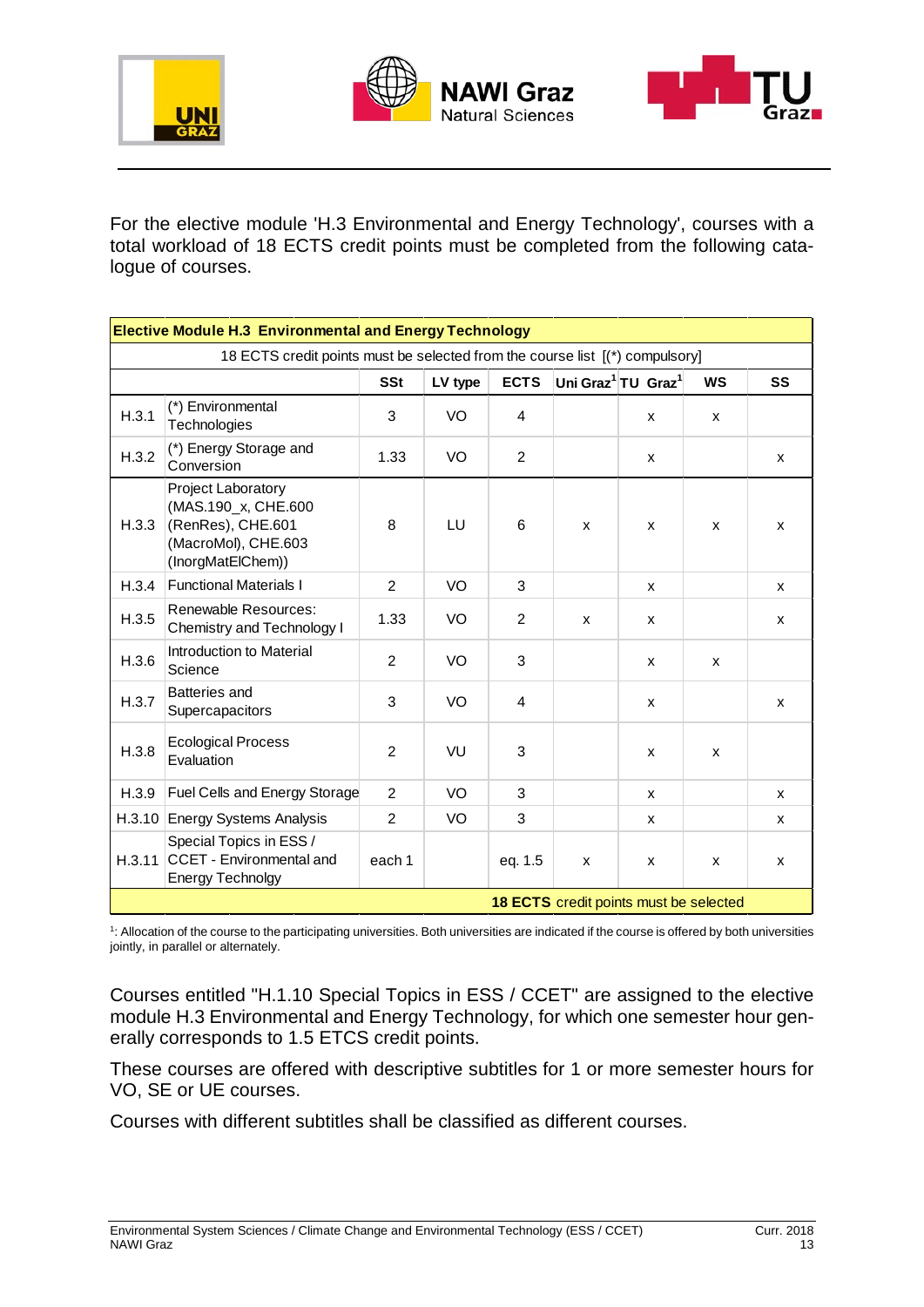For the elective module 'H.3 Environmental and Energy Technology', courses with a total workload of 18 ECTS credit points must be completed from the following catalogue of courses.

| **Elective Module H.3 Environmental and Energy Technology** | | | | | | | | |
|---|---|---|---|---|---|---|---|---|
| 18 ECTS credit points must be selected from the course list [(*) compulsory] | | | | | | | | |
| | | **SSt** | **LV type** | **ECTS** | **Uni Graz[1]** | **TU Graz[1]** | **WS** | **SS** |
| H.3.1 | (*) Environmental Technologies | 3 | VO | 4 | | x | x | |
| H.3.2 | (*) Energy Storage and Conversion | 1.33 | VO | 2 | | x | | x |
| H.3.3 | Project Laboratory (MAS.190_x, CHE.600 (RenRes), CHE.601 (MacroMol), CHE.603 (InorgMatElChem)) | 8 | LU | 6 | x | x | x | x |
| H.3.4 | Functional Materials I | 2 | VO | 3 | | x | | x |
| H.3.5 | Renewable Resources: Chemistry and Technology I | 1.33 | VO | 2 | x | x | | x |
| H.3.6 | Introduction to Material Science | 2 | VO | 3 | | x | x | |
| H.3.7 | Batteries and Supercapacitors | 3 | VO | 4 | | x | | x |
| H.3.8 | Ecological Process Evaluation | 2 | VU | 3 | | x | x | |
| H.3.9 | Fuel Cells and Energy Storage | 2 | VO | 3 | | x | | x |
| H.3.10 | Energy Systems Analysis | 2 | VO | 3 | | x | | x |
| H.3.11 | Special Topics in ESS / CCET - Environmental and Energy Technolgy | each 1 | | eq. 1.5 | x | x | x | x |
| | | | | **18 ECTS** credit points must be selected | | | | |

[1]: Allocation of the course to the participating universities. Both universities are indicated if the course is offered by both universities jointly, in parallel or alternately.

Courses entitled "H.1.10 Special Topics in ESS / CCET" are assigned to the elective module H.3 Environmental and Energy Technology, for which one semester hour generally corresponds to 1.5 ETCS credit points.

These courses are offered with descriptive subtitles for 1 or more semester hours for VO, SE or UE courses.

Courses with different subtitles shall be classified as different courses.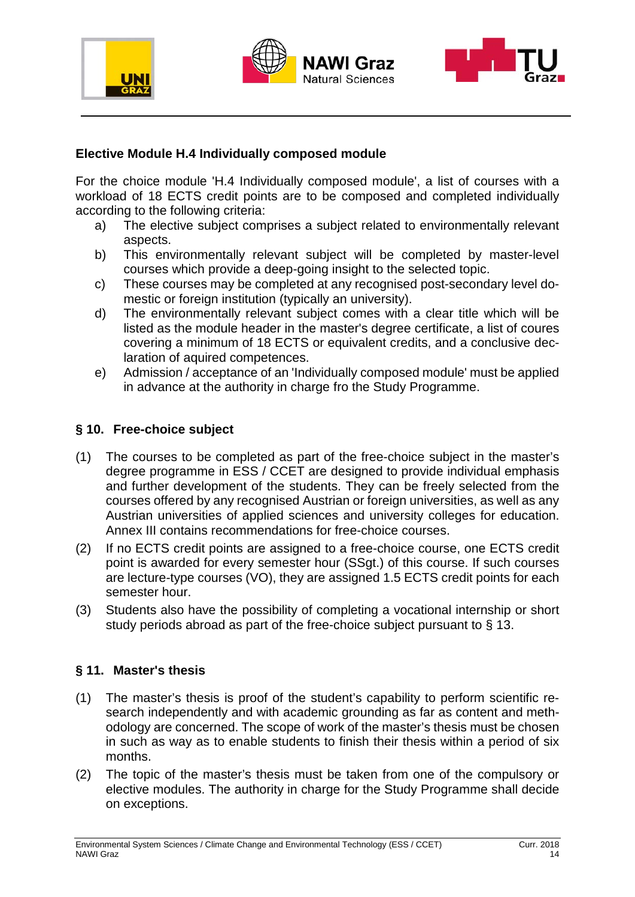### Elective Module H.4 Individually composed module

For the choice module 'H.4 Individually composed module', a list of courses with a workload of 18 ECTS credit points are to be composed and completed individually according to the following criteria:

a) The elective subject comprises a subject related to environmentally relevant aspects.
b) This environmentally relevant subject will be completed by master-level courses which provide a deep-going insight to the selected topic.
c) These courses may be completed at any recognised post-secondary level domestic or foreign institution (typically an university).
d) The environmentally relevant subject comes with a clear title which will be listed as the module header in the master's degree certificate, a list of coures covering a minimum of 18 ECTS or equivalent credits, and a conclusive declaration of aquired competences.
e) Admission / acceptance of an 'Individually composed module' must be applied in advance at the authority in charge fro the Study Programme.

## § 10. Free-choice subject

(1) The courses to be completed as part of the free-choice subject in the master's degree programme in ESS / CCET are designed to provide individual emphasis and further development of the students. They can be freely selected from the courses offered by any recognised Austrian or foreign universities, as well as any Austrian universities of applied sciences and university colleges for education. Annex III contains recommendations for free-choice courses.

(2) If no ECTS credit points are assigned to a free-choice course, one ECTS credit point is awarded for every semester hour (SSgt.) of this course. If such courses are lecture-type courses (VO), they are assigned 1.5 ECTS credit points for each semester hour.

(3) Students also have the possibility of completing a vocational internship or short study periods abroad as part of the free-choice subject pursuant to § 13.

## § 11. Master's thesis

(1) The master's thesis is proof of the student's capability to perform scientific research independently and with academic grounding as far as content and methodology are concerned. The scope of work of the master's thesis must be chosen in such as way as to enable students to finish their thesis within a period of six months.

(2) The topic of the master's thesis must be taken from one of the compulsory or elective modules. The authority in charge for the Study Programme shall decide on exceptions.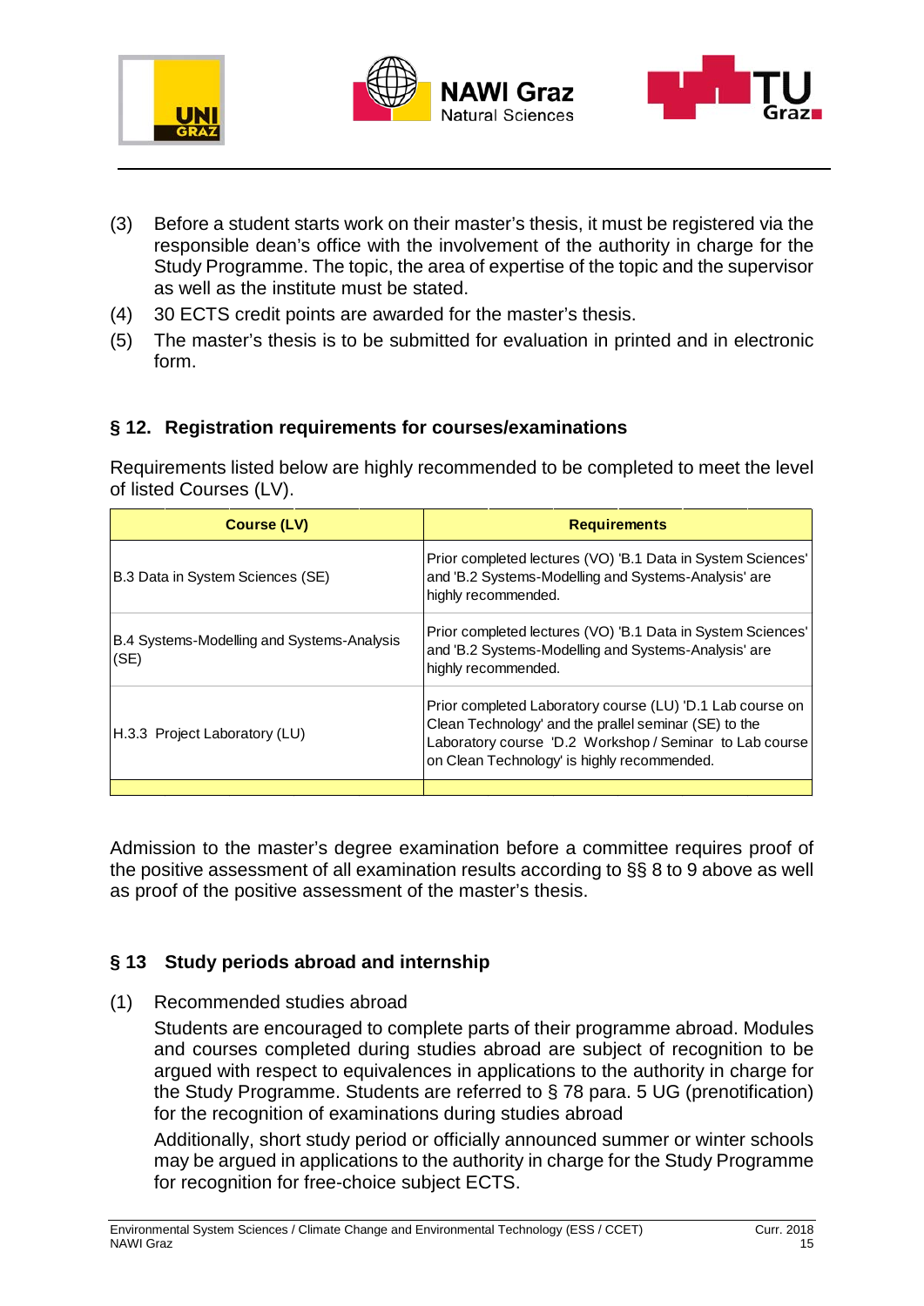(3) Before a student starts work on their master's thesis, it must be registered via the responsible dean's office with the involvement of the authority in charge for the Study Programme. The topic, the area of expertise of the topic and the supervisor as well as the institute must be stated.

(4) 30 ECTS credit points are awarded for the master's thesis.

(5) The master's thesis is to be submitted for evaluation in printed and in electronic form.

## § 12. Registration requirements for courses/examinations

Requirements listed below are highly recommended to be completed to meet the level of listed Courses (LV).

| Course (LV) | Requirements |
|---|---|
| B.3 Data in System Sciences (SE) | Prior completed lectures (VO) 'B.1 Data in System Sciences' and 'B.2 Systems-Modelling and Systems-Analysis' are highly recommended. |
| B.4 Systems-Modelling and Systems-Analysis (SE) | Prior completed lectures (VO) 'B.1 Data in System Sciences' and 'B.2 Systems-Modelling and Systems-Analysis' are highly recommended. |
| H.3.3 Project Laboratory (LU) | Prior completed Laboratory course (LU) 'D.1 Lab course on Clean Technology' and the prallel seminar (SE) to the Laboratory course 'D.2 Workshop / Seminar to Lab course on Clean Technology' is highly recommended. |
| | |

Admission to the master's degree examination before a committee requires proof of the positive assessment of all examination results according to §§ 8 to 9 above as well as proof of the positive assessment of the master's thesis.

## § 13 Study periods abroad and internship

(1) Recommended studies abroad

Students are encouraged to complete parts of their programme abroad. Modules and courses completed during studies abroad are subject of recognition to be argued with respect to equivalences in applications to the authority in charge for the Study Programme. Students are referred to § 78 para. 5 UG (prenotification) for the recognition of examinations during studies abroad

Additionally, short study period or officially announced summer or winter schools may be argued in applications to the authority in charge for the Study Programme for recognition for free-choice subject ECTS.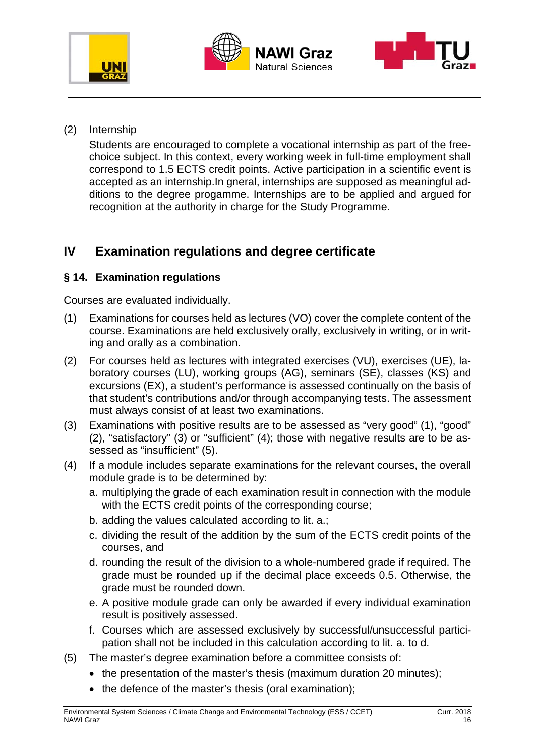(2) Internship

Students are encouraged to complete a vocational internship as part of the free-choice subject. In this context, every working week in full-time employment shall correspond to 1.5 ECTS credit points. Active participation in a scientific event is accepted as an internship.In gneral, internships are supposed as meaningful additions to the degree progamme. Internships are to be applied and argued for recognition at the authority in charge for the Study Programme.

## IV Examination regulations and degree certificate

### § 14. Examination regulations

Courses are evaluated individually.

(1) Examinations for courses held as lectures (VO) cover the complete content of the course. Examinations are held exclusively orally, exclusively in writing, or in writing and orally as a combination.

(2) For courses held as lectures with integrated exercises (VU), exercises (UE), laboratory courses (LU), working groups (AG), seminars (SE), classes (KS) and excursions (EX), a student's performance is assessed continually on the basis of that student's contributions and/or through accompanying tests. The assessment must always consist of at least two examinations.

(3) Examinations with positive results are to be assessed as "very good" (1), "good" (2), "satisfactory" (3) or "sufficient" (4); those with negative results are to be assessed as "insufficient" (5).

(4) If a module includes separate examinations for the relevant courses, the overall module grade is to be determined by:

   a. multiplying the grade of each examination result in connection with the module with the ECTS credit points of the corresponding course;
   b. adding the values calculated according to lit. a.;
   c. dividing the result of the addition by the sum of the ECTS credit points of the courses, and
   d. rounding the result of the division to a whole-numbered grade if required. The grade must be rounded up if the decimal place exceeds 0.5. Otherwise, the grade must be rounded down.
   e. A positive module grade can only be awarded if every individual examination result is positively assessed.
   f. Courses which are assessed exclusively by successful/unsuccessful participation shall not be included in this calculation according to lit. a. to d.

(5) The master's degree examination before a committee consists of:

   - the presentation of the master's thesis (maximum duration 20 minutes);
   - the defence of the master's thesis (oral examination);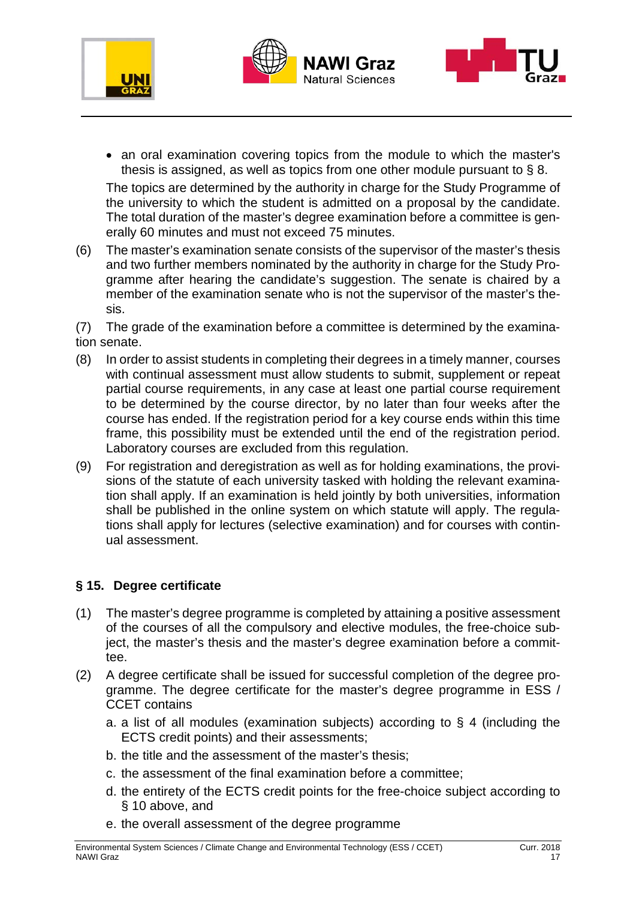- an oral examination covering topics from the module to which the master's thesis is assigned, as well as topics from one other module pursuant to § 8.

The topics are determined by the authority in charge for the Study Programme of the university to which the student is admitted on a proposal by the candidate. The total duration of the master's degree examination before a committee is generally 60 minutes and must not exceed 75 minutes.

(6) The master's examination senate consists of the supervisor of the master's thesis and two further members nominated by the authority in charge for the Study Programme after hearing the candidate's suggestion. The senate is chaired by a member of the examination senate who is not the supervisor of the master's thesis.

(7) The grade of the examination before a committee is determined by the examination senate.

(8) In order to assist students in completing their degrees in a timely manner, courses with continual assessment must allow students to submit, supplement or repeat partial course requirements, in any case at least one partial course requirement to be determined by the course director, by no later than four weeks after the course has ended. If the registration period for a key course ends within this time frame, this possibility must be extended until the end of the registration period. Laboratory courses are excluded from this regulation.

(9) For registration and deregistration as well as for holding examinations, the provisions of the statute of each university tasked with holding the relevant examination shall apply. If an examination is held jointly by both universities, information shall be published in the online system on which statute will apply. The regulations shall apply for lectures (selective examination) and for courses with continual assessment.

## § 15. Degree certificate

(1) The master's degree programme is completed by attaining a positive assessment of the courses of all the compulsory and elective modules, the free-choice subject, the master's thesis and the master's degree examination before a committee.

(2) A degree certificate shall be issued for successful completion of the degree programme. The degree certificate for the master's degree programme in ESS / CCET contains

   a. a list of all modules (examination subjects) according to § 4 (including the ECTS credit points) and their assessments;
   b. the title and the assessment of the master's thesis;
   c. the assessment of the final examination before a committee;
   d. the entirety of the ECTS credit points for the free-choice subject according to § 10 above, and
   e. the overall assessment of the degree programme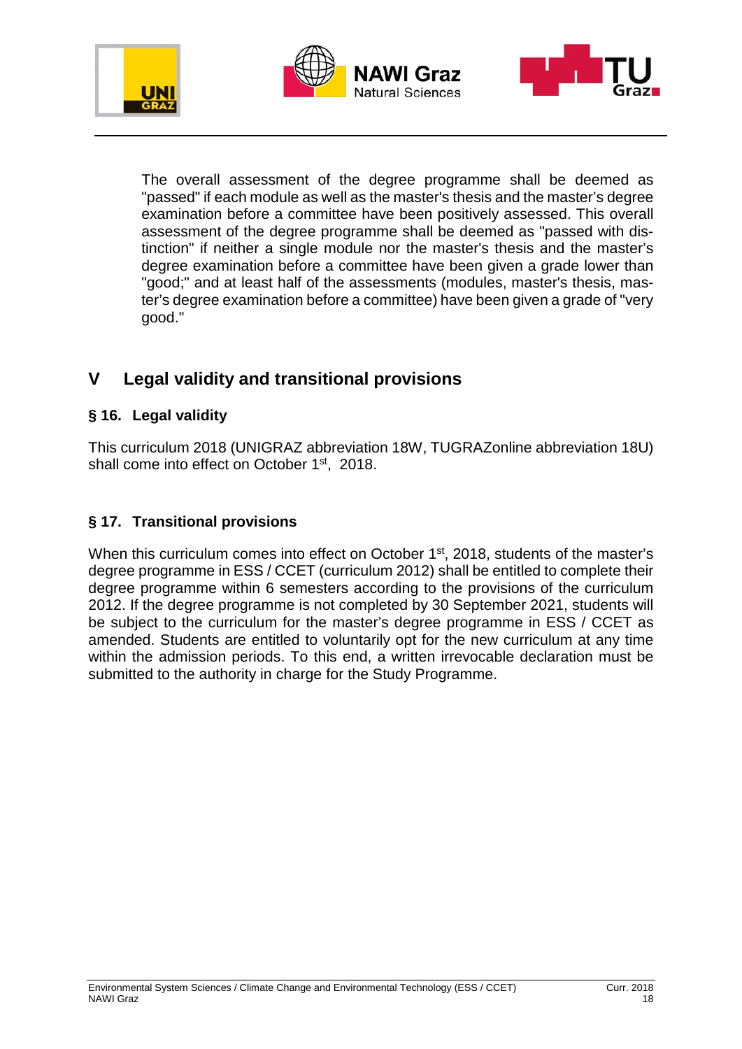The overall assessment of the degree programme shall be deemed as "passed" if each module as well as the master's thesis and the master's degree examination before a committee have been positively assessed. This overall assessment of the degree programme shall be deemed as "passed with distinction" if neither a single module nor the master's thesis and the master's degree examination before a committee have been given a grade lower than "good;" and at least half of the assessments (modules, master's thesis, master's degree examination before a committee) have been given a grade of "very good."

# V Legal validity and transitional provisions

## § 16. Legal validity

This curriculum 2018 (UNIGRAZ abbreviation 18W, TUGRAZonline abbreviation 18U) shall come into effect on October 1st, 2018.

## § 17. Transitional provisions

When this curriculum comes into effect on October 1st, 2018, students of the master's degree programme in ESS / CCET (curriculum 2012) shall be entitled to complete their degree programme within 6 semesters according to the provisions of the curriculum 2012. If the degree programme is not completed by 30 September 2021, students will be subject to the curriculum for the master's degree programme in ESS / CCET as amended. Students are entitled to voluntarily opt for the new curriculum at any time within the admission periods. To this end, a written irrevocable declaration must be submitted to the authority in charge for the Study Programme.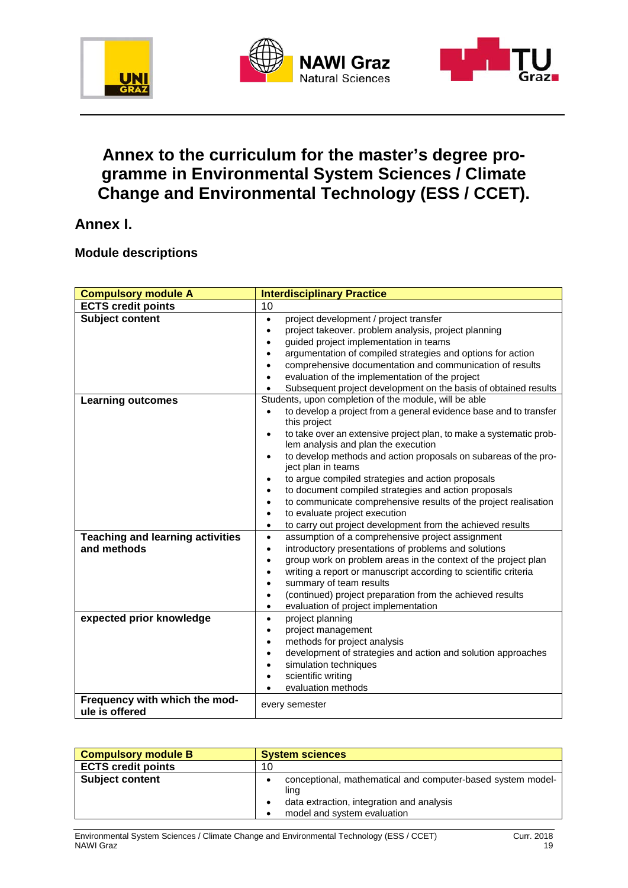# Annex to the curriculum for the master's degree programme in Environmental System Sciences / Climate Change and Environmental Technology (ESS / CCET).

## Annex I.

### Module descriptions

| **Compulsory module A** | **Interdisciplinary Practice** |
|---|---|
| **ECTS credit points** | 10 |
| **Subject content** | • project development / project transfer<br>• project takeover. problem analysis, project planning<br>• guided project implementation in teams<br>• argumentation of compiled strategies and options for action<br>• comprehensive documentation and communication of results<br>• evaluation of the implementation of the project<br>• Subsequent project development on the basis of obtained results |
| **Learning outcomes** | Students, upon completion of the module, will be able<br>• to develop a project from a general evidence base and to transfer this project<br>• to take over an extensive project plan, to make a systematic problem analysis and plan the execution<br>• to develop methods and action proposals on subareas of the project plan in teams<br>• to argue compiled strategies and action proposals<br>• to document compiled strategies and action proposals<br>• to communicate comprehensive results of the project realisation<br>• to evaluate project execution<br>• to carry out project development from the achieved results |
| **Teaching and learning activities and methods** | • assumption of a comprehensive project assignment<br>• introductory presentations of problems and solutions<br>• group work on problem areas in the context of the project plan<br>• writing a report or manuscript according to scientific criteria<br>• summary of team results<br>• (continued) project preparation from the achieved results<br>• evaluation of project implementation |
| **expected prior knowledge** | • project planning<br>• project management<br>• methods for project analysis<br>• development of strategies and action and solution approaches<br>• simulation techniques<br>• scientific writing<br>• evaluation methods |
| **Frequency with which the module is offered** | every semester |

| **Compulsory module B** | **System sciences** |
|---|---|
| **ECTS credit points** | 10 |
| **Subject content** | • conceptional, mathematical and computer-based system modelling<br>• data extraction, integration and analysis<br>• model and system evaluation |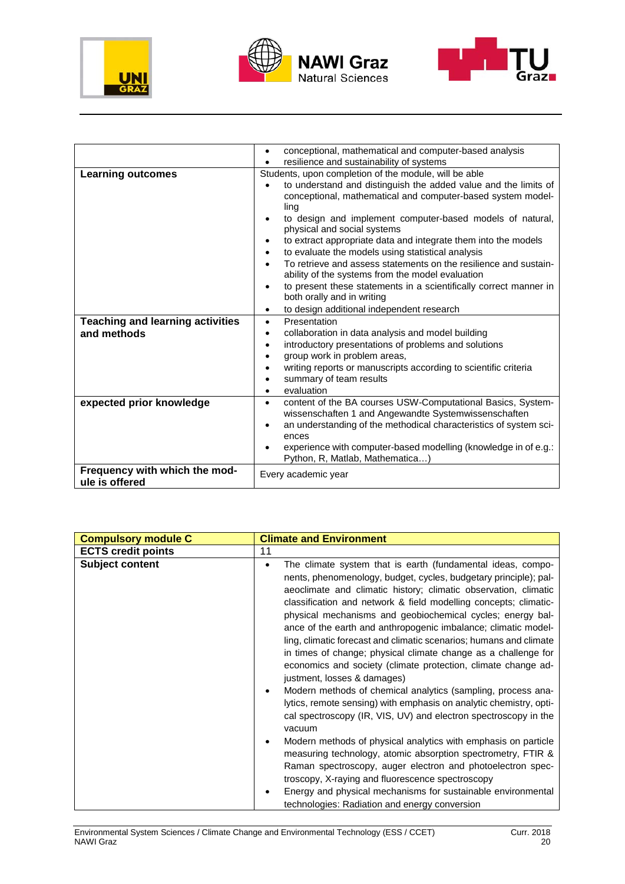| | |
|---|---|
| | • conceptional, mathematical and computer-based analysis<br>• resilience and sustainability of systems |
| **Learning outcomes** | Students, upon completion of the module, will be able<br>• to understand and distinguish the added value and the limits of conceptional, mathematical and computer-based system modelling<br>• to design and implement computer-based models of natural, physical and social systems<br>• to extract appropriate data and integrate them into the models<br>• to evaluate the models using statistical analysis<br>• To retrieve and assess statements on the resilience and sustainability of the systems from the model evaluation<br>• to present these statements in a scientifically correct manner in both orally and in writing<br>• to design additional independent research |
| **Teaching and learning activities and methods** | • Presentation<br>• collaboration in data analysis and model building<br>• introductory presentations of problems and solutions<br>• group work in problem areas,<br>• writing reports or manuscripts according to scientific criteria<br>• summary of team results<br>• evaluation |
| **expected prior knowledge** | • content of the BA courses USW-Computational Basics, Systemwissenschaften 1 and Angewandte Systemwissenschaften<br>• an understanding of the methodical characteristics of system sciences<br>• experience with computer-based modelling (knowledge in of e.g.: Python, R, Matlab, Mathematica…) |
| **Frequency with which the module is offered** | Every academic year |

| **Compulsory module C** | **Climate and Environment** |
|---|---|
| **ECTS credit points** | 11 |
| **Subject content** | • The climate system that is earth (fundamental ideas, components, phenomenology, budget, cycles, budgetary principle); palaeoclimate and climatic history; climatic observation, climatic classification and network & field modelling concepts; climatic-physical mechanisms and geobiochemical cycles; energy balance of the earth and anthropogenic imbalance; climatic modelling, climatic forecast and climatic scenarios; humans and climate in times of change; physical climate change as a challenge for economics and society (climate protection, climate change adjustment, losses & damages)<br>• Modern methods of chemical analytics (sampling, process analytics, remote sensing) with emphasis on analytic chemistry, optical spectroscopy (IR, VIS, UV) and electron spectroscopy in the vacuum<br>• Modern methods of physical analytics with emphasis on particle measuring technology, atomic absorption spectrometry, FTIR & Raman spectroscopy, auger electron and photoelectron spectroscopy, X-raying and fluorescence spectroscopy<br>• Energy and physical mechanisms for sustainable environmental technologies: Radiation and energy conversion |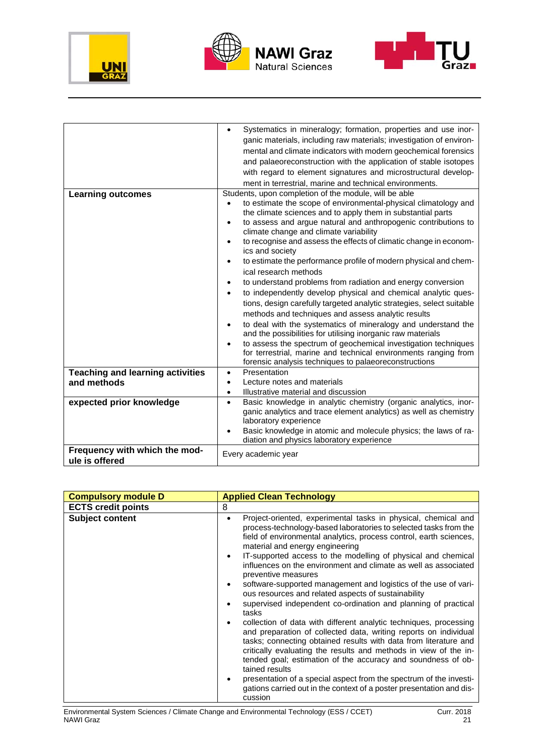| | |
|---|---|
| | • Systematics in mineralogy; formation, properties and use inorganic materials, including raw materials; investigation of environmental and climate indicators with modern geochemical forensics and palaeoreconstruction with the application of stable isotopes with regard to element signatures and microstructural development in terrestrial, marine and technical environments. |
| **Learning outcomes** | Students, upon completion of the module, will be able<br>• to estimate the scope of environmental-physical climatology and the climate sciences and to apply them in substantial parts<br>• to assess and argue natural and anthropogenic contributions to climate change and climate variability<br>• to recognise and assess the effects of climatic change in economics and society<br>• to estimate the performance profile of modern physical and chemical research methods<br>• to understand problems from radiation and energy conversion<br>• to independently develop physical and chemical analytic questions, design carefully targeted analytic strategies, select suitable methods and techniques and assess analytic results<br>• to deal with the systematics of mineralogy and understand the and the possibilities for utilising inorganic raw materials<br>• to assess the spectrum of geochemical investigation techniques for terrestrial, marine and technical environments ranging from forensic analysis techniques to palaeoreconstructions |
| **Teaching and learning activities and methods** | • Presentation<br>• Lecture notes and materials<br>• Illustrative material and discussion |
| **expected prior knowledge** | • Basic knowledge in analytic chemistry (organic analytics, inorganic analytics and trace element analytics) as well as chemistry laboratory experience<br>• Basic knowledge in atomic and molecule physics; the laws of radiation and physics laboratory experience |
| **Frequency with which the module is offered** | Every academic year |

| **Compulsory module D** | **Applied Clean Technology** |
|---|---|
| **ECTS credit points** | 8 |
| **Subject content** | • Project-oriented, experimental tasks in physical, chemical and process-technology-based laboratories to selected tasks from the field of environmental analytics, process control, earth sciences, material and energy engineering<br>• IT-supported access to the modelling of physical and chemical influences on the environment and climate as well as associated preventive measures<br>• software-supported management and logistics of the use of various resources and related aspects of sustainability<br>• supervised independent co-ordination and planning of practical tasks<br>• collection of data with different analytic techniques, processing and preparation of collected data, writing reports on individual tasks; connecting obtained results with data from literature and critically evaluating the results and methods in view of the intended goal; estimation of the accuracy and soundness of obtained results<br>• presentation of a special aspect from the spectrum of the investigations carried out in the context of a poster presentation and discussion |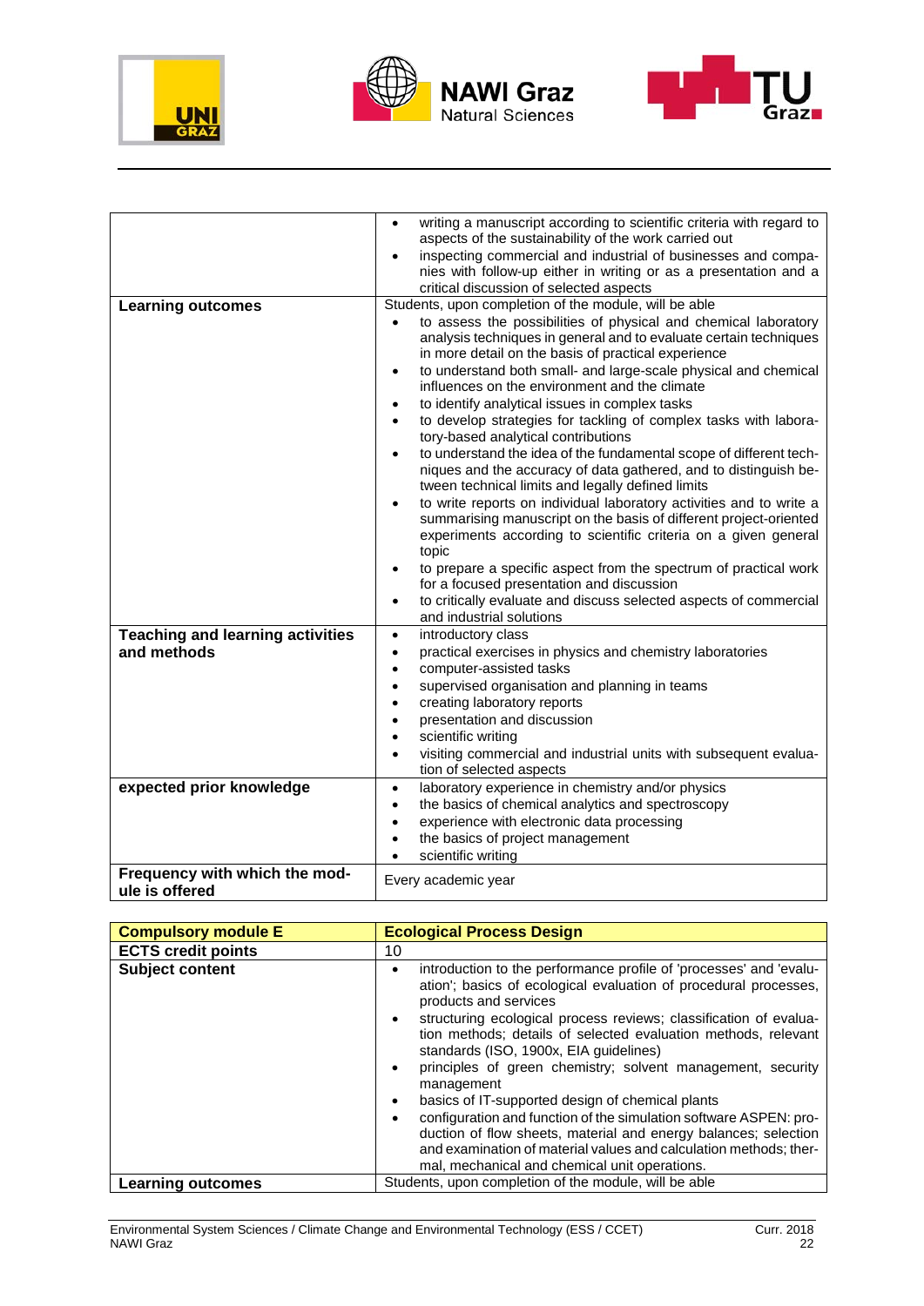| | |
|---|---|
| | • writing a manuscript according to scientific criteria with regard to aspects of the sustainability of the work carried out<br>• inspecting commercial and industrial of businesses and companies with follow-up either in writing or as a presentation and a critical discussion of selected aspects |
| **Learning outcomes** | Students, upon completion of the module, will be able<br>• to assess the possibilities of physical and chemical laboratory analysis techniques in general and to evaluate certain techniques in more detail on the basis of practical experience<br>• to understand both small- and large-scale physical and chemical influences on the environment and the climate<br>• to identify analytical issues in complex tasks<br>• to develop strategies for tackling of complex tasks with laboratory-based analytical contributions<br>• to understand the idea of the fundamental scope of different techniques and the accuracy of data gathered, and to distinguish between technical limits and legally defined limits<br>• to write reports on individual laboratory activities and to write a summarising manuscript on the basis of different project-oriented experiments according to scientific criteria on a given general topic<br>• to prepare a specific aspect from the spectrum of practical work for a focused presentation and discussion<br>• to critically evaluate and discuss selected aspects of commercial and industrial solutions |
| **Teaching and learning activities and methods** | • introductory class<br>• practical exercises in physics and chemistry laboratories<br>• computer-assisted tasks<br>• supervised organisation and planning in teams<br>• creating laboratory reports<br>• presentation and discussion<br>• scientific writing<br>• visiting commercial and industrial units with subsequent evaluation of selected aspects |
| **expected prior knowledge** | • laboratory experience in chemistry and/or physics<br>• the basics of chemical analytics and spectroscopy<br>• experience with electronic data processing<br>• the basics of project management<br>• scientific writing |
| **Frequency with which the module is offered** | Every academic year |

| **Compulsory module E** | **Ecological Process Design** |
|---|---|
| **ECTS credit points** | 10 |
| **Subject content** | • introduction to the performance profile of 'processes' and 'evaluation'; basics of ecological evaluation of procedural processes, products and services<br>• structuring ecological process reviews; classification of evaluation methods; details of selected evaluation methods, relevant standards (ISO, 1900x, EIA guidelines)<br>• principles of green chemistry; solvent management, security management<br>• basics of IT-supported design of chemical plants<br>• configuration and function of the simulation software ASPEN: production of flow sheets, material and energy balances; selection and examination of material values and calculation methods; thermal, mechanical and chemical unit operations. |
| **Learning outcomes** | Students, upon completion of the module, will be able |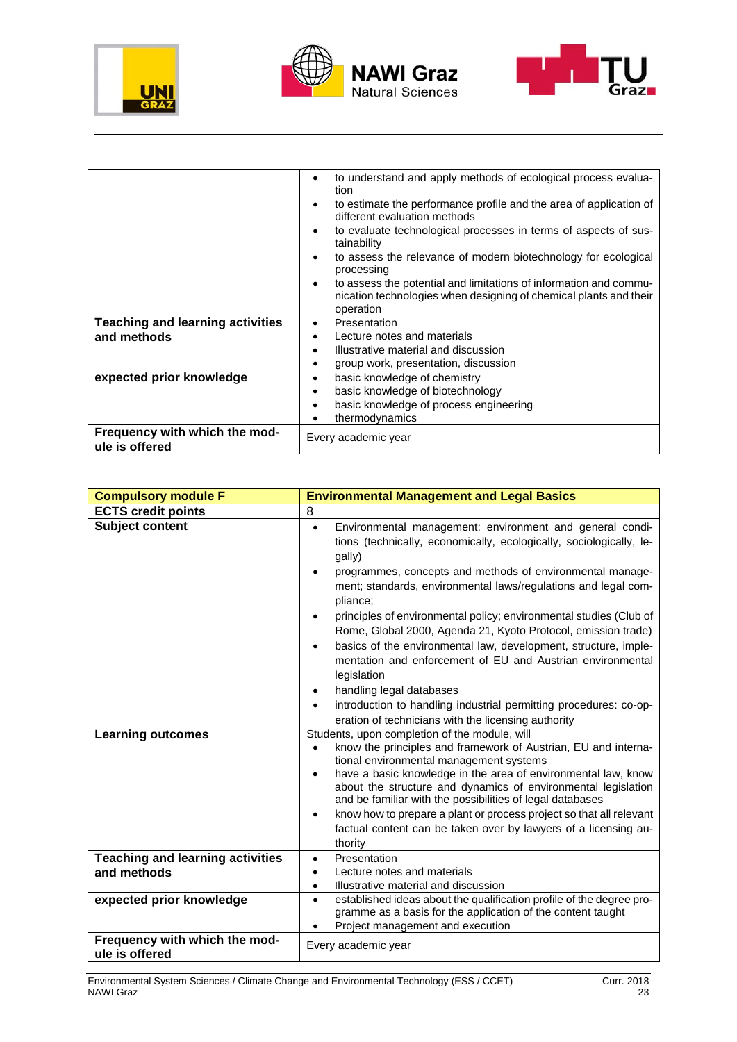| | |
|---|---|
| | • to understand and apply methods of ecological process evaluation<br>• to estimate the performance profile and the area of application of different evaluation methods<br>• to evaluate technological processes in terms of aspects of sustainability<br>• to assess the relevance of modern biotechnology for ecological processing<br>• to assess the potential and limitations of information and communication technologies when designing of chemical plants and their operation |
| **Teaching and learning activities and methods** | • Presentation<br>• Lecture notes and materials<br>• Illustrative material and discussion<br>• group work, presentation, discussion |
| **expected prior knowledge** | • basic knowledge of chemistry<br>• basic knowledge of biotechnology<br>• basic knowledge of process engineering<br>• thermodynamics |
| **Frequency with which the module is offered** | Every academic year |

| **Compulsory module F** | **Environmental Management and Legal Basics** |
|---|---|
| **ECTS credit points** | 8 |
| **Subject content** | • Environmental management: environment and general conditions (technically, economically, ecologically, sociologically, legally)<br>• programmes, concepts and methods of environmental management; standards, environmental laws/regulations and legal compliance;<br>• principles of environmental policy; environmental studies (Club of Rome, Global 2000, Agenda 21, Kyoto Protocol, emission trade)<br>• basics of the environmental law, development, structure, implementation and enforcement of EU and Austrian environmental legislation<br>• handling legal databases<br>• introduction to handling industrial permitting procedures: co-operation of technicians with the licensing authority |
| **Learning outcomes** | Students, upon completion of the module, will<br>• know the principles and framework of Austrian, EU and international environmental management systems<br>• have a basic knowledge in the area of environmental law, know about the structure and dynamics of environmental legislation and be familiar with the possibilities of legal databases<br>• know how to prepare a plant or process project so that all relevant factual content can be taken over by lawyers of a licensing authority |
| **Teaching and learning activities and methods** | • Presentation<br>• Lecture notes and materials<br>• Illustrative material and discussion |
| **expected prior knowledge** | • established ideas about the qualification profile of the degree programme as a basis for the application of the content taught<br>• Project management and execution |
| **Frequency with which the module is offered** | Every academic year |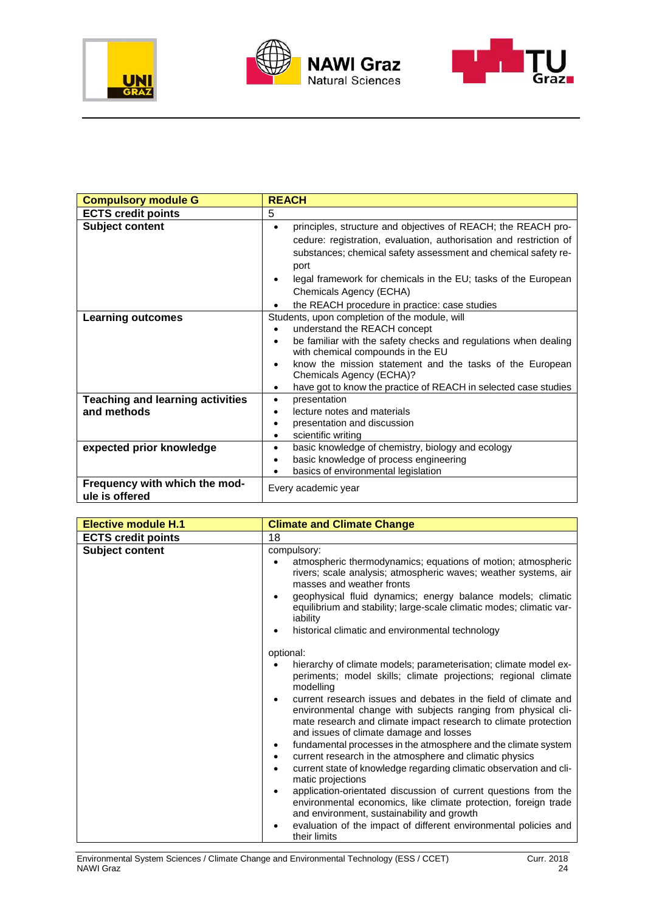| Compulsory module G | REACH |
|---|---|
| ECTS credit points | 5 |
| Subject content | • principles, structure and objectives of REACH; the REACH procedure: registration, evaluation, authorisation and restriction of substances; chemical safety assessment and chemical safety report<br>• legal framework for chemicals in the EU; tasks of the European Chemicals Agency (ECHA)<br>• the REACH procedure in practice: case studies |
| Learning outcomes | Students, upon completion of the module, will<br>• understand the REACH concept<br>• be familiar with the safety checks and regulations when dealing with chemical compounds in the EU<br>• know the mission statement and the tasks of the European Chemicals Agency (ECHA)?<br>• have got to know the practice of REACH in selected case studies |
| Teaching and learning activities and methods | • presentation<br>• lecture notes and materials<br>• presentation and discussion<br>• scientific writing |
| expected prior knowledge | • basic knowledge of chemistry, biology and ecology<br>• basic knowledge of process engineering<br>• basics of environmental legislation |
| Frequency with which the module is offered | Every academic year |

| Elective module H.1 | Climate and Climate Change |
|---|---|
| ECTS credit points | 18 |
| Subject content | compulsory:<br>• atmospheric thermodynamics; equations of motion; atmospheric rivers; scale analysis; atmospheric waves; weather systems, air masses and weather fronts<br>• geophysical fluid dynamics; energy balance models; climatic equilibrium and stability; large-scale climatic modes; climatic variability<br>• historical climatic and environmental technology<br><br>optional:<br>• hierarchy of climate models; parameterisation; climate model experiments; model skills; climate projections; regional climate modelling<br>• current research issues and debates in the field of climate and environmental change with subjects ranging from physical climate research and climate impact research to climate protection and issues of climate damage and losses<br>• fundamental processes in the atmosphere and the climate system<br>• current research in the atmosphere and climatic physics<br>• current state of knowledge regarding climatic observation and climatic projections<br>• application-orientated discussion of current questions from the environmental economics, like climate protection, foreign trade and environment, sustainability and growth<br>• evaluation of the impact of different environmental policies and their limits |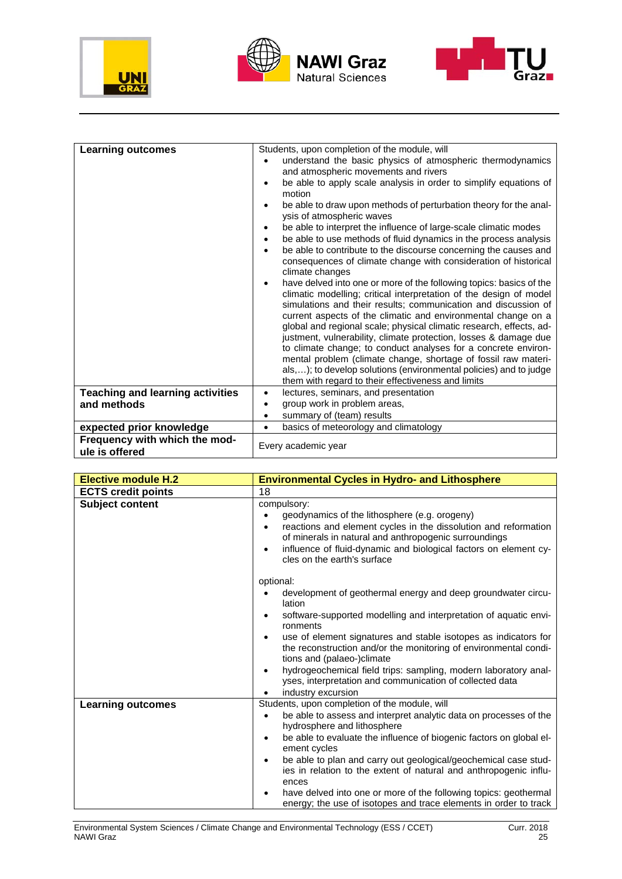| Learning outcomes | Students, upon completion of the module, will<br>• understand the basic physics of atmospheric thermodynamics and atmospheric movements and rivers<br>• be able to apply scale analysis in order to simplify equations of motion<br>• be able to draw upon methods of perturbation theory for the analysis of atmospheric waves<br>• be able to interpret the influence of large-scale climatic modes<br>• be able to use methods of fluid dynamics in the process analysis<br>• be able to contribute to the discourse concerning the causes and consequences of climate change with consideration of historical climate changes<br>• have delved into one or more of the following topics: basics of the climatic modelling; critical interpretation of the design of model simulations and their results; communication and discussion of current aspects of the climatic and environmental change on a global and regional scale; physical climatic research, effects, adjustment, vulnerability, climate protection, losses & damage due to climate change; to conduct analyses for a concrete environmental problem (climate change, shortage of fossil raw materials,…); to develop solutions (environmental policies) and to judge them with regard to their effectiveness and limits |
|---|---|
| **Teaching and learning activities and methods** | • lectures, seminars, and presentation<br>• group work in problem areas,<br>• summary of (team) results |
| **expected prior knowledge** | • basics of meteorology and climatology |
| **Frequency with which the module is offered** | Every academic year |

| Elective module H.2 | Environmental Cycles in Hydro- and Lithosphere |
|---|---|
| **ECTS credit points** | 18 |
| **Subject content** | compulsory:<br>• geodynamics of the lithosphere (e.g. orogeny)<br>• reactions and element cycles in the dissolution and reformation of minerals in natural and anthropogenic surroundings<br>• influence of fluid-dynamic and biological factors on element cycles on the earth's surface<br><br>optional:<br>• development of geothermal energy and deep groundwater circulation<br>• software-supported modelling and interpretation of aquatic environments<br>• use of element signatures and stable isotopes as indicators for the reconstruction and/or the monitoring of environmental conditions and (palaeo-)climate<br>• hydrogeochemical field trips: sampling, modern laboratory analyses, interpretation and communication of collected data<br>• industry excursion |
| **Learning outcomes** | Students, upon completion of the module, will<br>• be able to assess and interpret analytic data on processes of the hydrosphere and lithosphere<br>• be able to evaluate the influence of biogenic factors on global element cycles<br>• be able to plan and carry out geological/geochemical case studies in relation to the extent of natural and anthropogenic influences<br>• have delved into one or more of the following topics: geothermal energy; the use of isotopes and trace elements in order to track |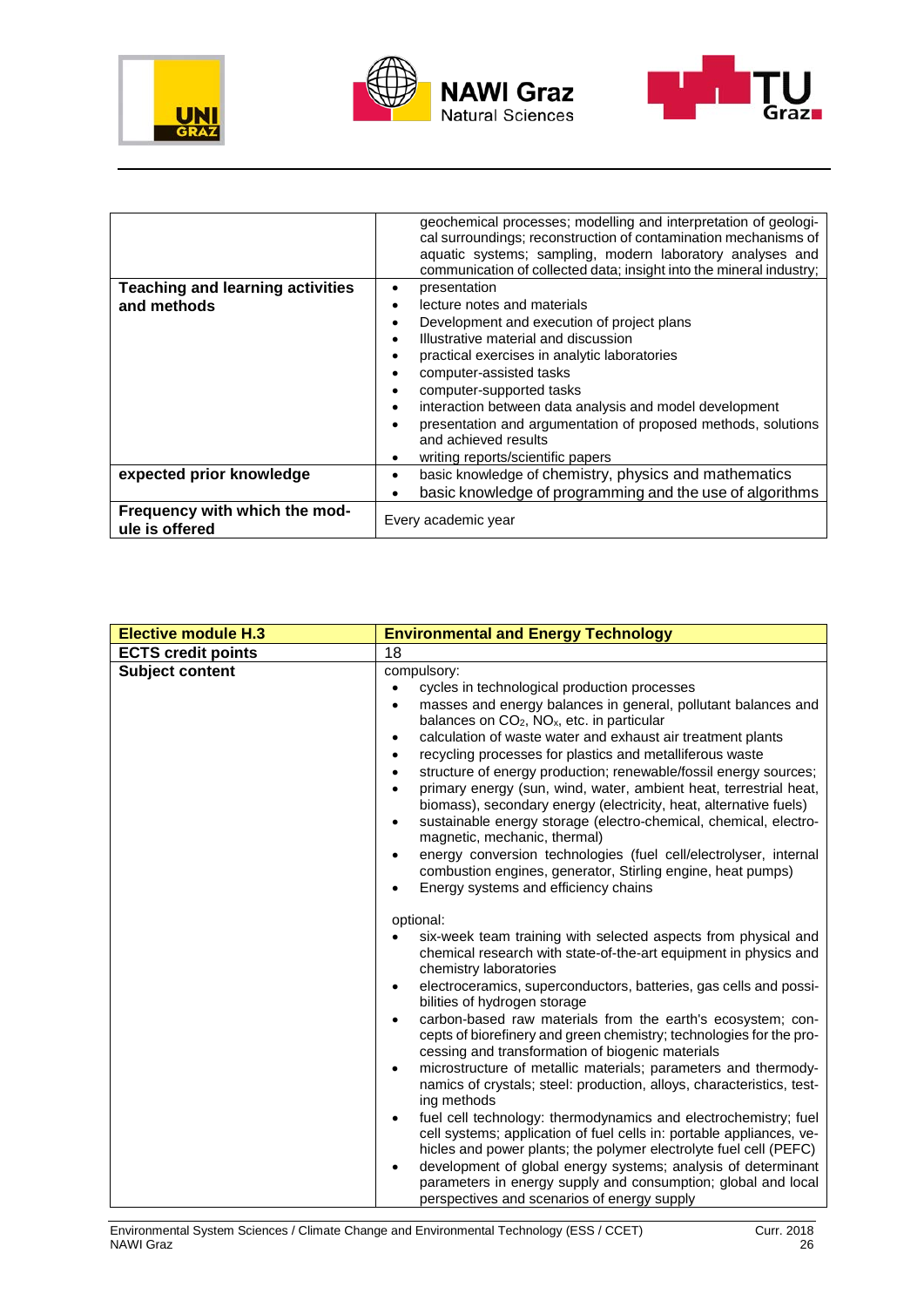| | |
|---|---|
| | geochemical processes; modelling and interpretation of geological surroundings; reconstruction of contamination mechanisms of aquatic systems; sampling, modern laboratory analyses and communication of collected data; insight into the mineral industry; |
| **Teaching and learning activities and methods** | • presentation<br>• lecture notes and materials<br>• Development and execution of project plans<br>• Illustrative material and discussion<br>• practical exercises in analytic laboratories<br>• computer-assisted tasks<br>• computer-supported tasks<br>• interaction between data analysis and model development<br>• presentation and argumentation of proposed methods, solutions and achieved results<br>• writing reports/scientific papers |
| **expected prior knowledge** | • basic knowledge of chemistry, physics and mathematics<br>• basic knowledge of programming and the use of algorithms |
| **Frequency with which the module is offered** | Every academic year |

| **Elective module H.3** | **Environmental and Energy Technology** |
|---|---|
| **ECTS credit points** | 18 |
| **Subject content** | compulsory:<br>• cycles in technological production processes<br>• masses and energy balances in general, pollutant balances and balances on $CO_2$, $NO_x$, etc. in particular<br>• calculation of waste water and exhaust air treatment plants<br>• recycling processes for plastics and metalliferous waste<br>• structure of energy production; renewable/fossil energy sources;<br>• primary energy (sun, wind, water, ambient heat, terrestrial heat, biomass), secondary energy (electricity, heat, alternative fuels)<br>• sustainable energy storage (electro-chemical, chemical, electromagnetic, mechanic, thermal)<br>• energy conversion technologies (fuel cell/electrolyser, internal combustion engines, generator, Stirling engine, heat pumps)<br>• Energy systems and efficiency chains<br><br>optional:<br>• six-week team training with selected aspects from physical and chemical research with state-of-the-art equipment in physics and chemistry laboratories<br>• electroceramics, superconductors, batteries, gas cells and possibilities of hydrogen storage<br>• carbon-based raw materials from the earth's ecosystem; concepts of biorefinery and green chemistry; technologies for the processing and transformation of biogenic materials<br>• microstructure of metallic materials; parameters and thermodynamics of crystals; steel: production, alloys, characteristics, testing methods<br>• fuel cell technology: thermodynamics and electrochemistry; fuel cell systems; application of fuel cells in: portable appliances, vehicles and power plants; the polymer electrolyte fuel cell (PEFC)<br>• development of global energy systems; analysis of determinant parameters in energy supply and consumption; global and local perspectives and scenarios of energy supply |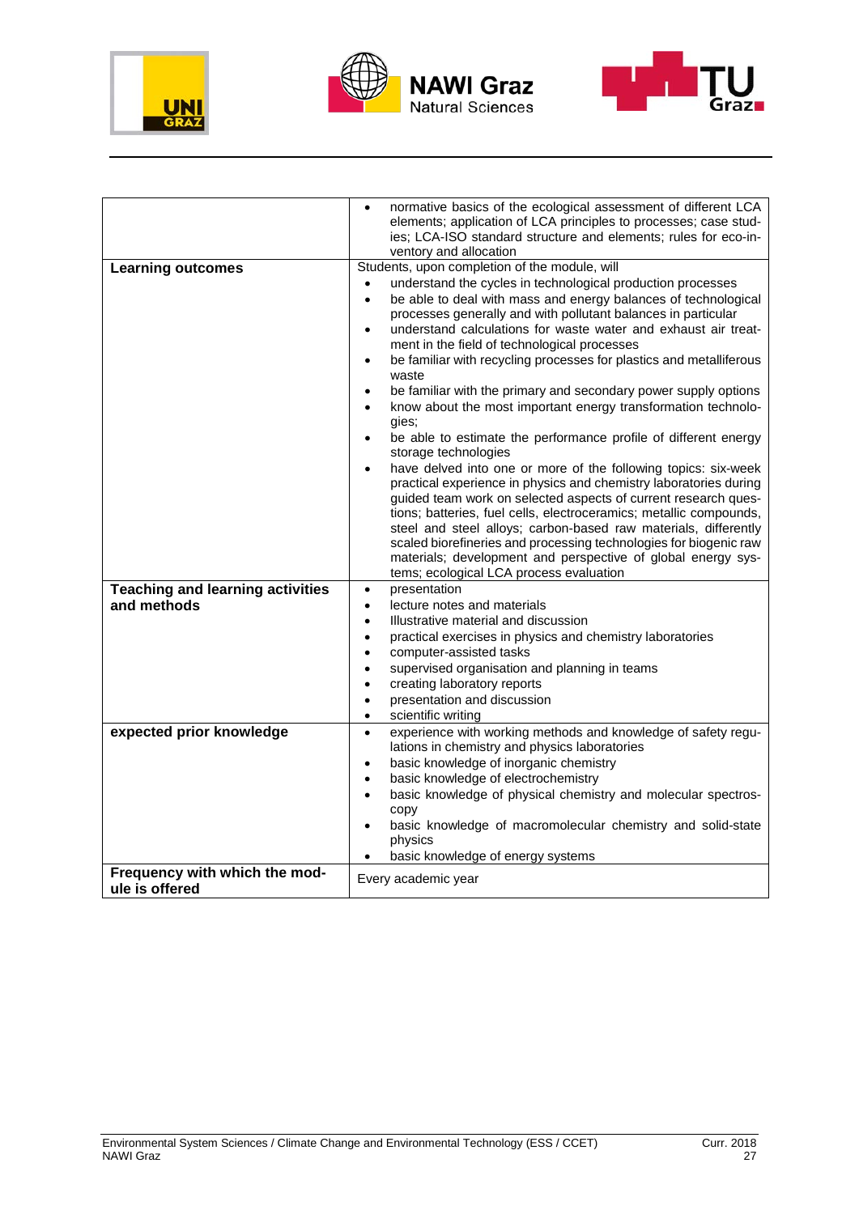| | |
|---|---|
| | • normative basics of the ecological assessment of different LCA elements; application of LCA principles to processes; case studies; LCA-ISO standard structure and elements; rules for eco-inventory and allocation |
| **Learning outcomes** | Students, upon completion of the module, will<br>• understand the cycles in technological production processes<br>• be able to deal with mass and energy balances of technological processes generally and with pollutant balances in particular<br>• understand calculations for waste water and exhaust air treatment in the field of technological processes<br>• be familiar with recycling processes for plastics and metalliferous waste<br>• be familiar with the primary and secondary power supply options<br>• know about the most important energy transformation technologies;<br>• be able to estimate the performance profile of different energy storage technologies<br>• have delved into one or more of the following topics: six-week practical experience in physics and chemistry laboratories during guided team work on selected aspects of current research questions; batteries, fuel cells, electroceramics; metallic compounds, steel and steel alloys; carbon-based raw materials, differently scaled biorefineries and processing technologies for biogenic raw materials; development and perspective of global energy systems; ecological LCA process evaluation |
| **Teaching and learning activities and methods** | • presentation<br>• lecture notes and materials<br>• Illustrative material and discussion<br>• practical exercises in physics and chemistry laboratories<br>• computer-assisted tasks<br>• supervised organisation and planning in teams<br>• creating laboratory reports<br>• presentation and discussion<br>• scientific writing |
| **expected prior knowledge** | • experience with working methods and knowledge of safety regulations in chemistry and physics laboratories<br>• basic knowledge of inorganic chemistry<br>• basic knowledge of electrochemistry<br>• basic knowledge of physical chemistry and molecular spectroscopy<br>• basic knowledge of macromolecular chemistry and solid-state physics<br>• basic knowledge of energy systems |
| **Frequency with which the module is offered** | Every academic year |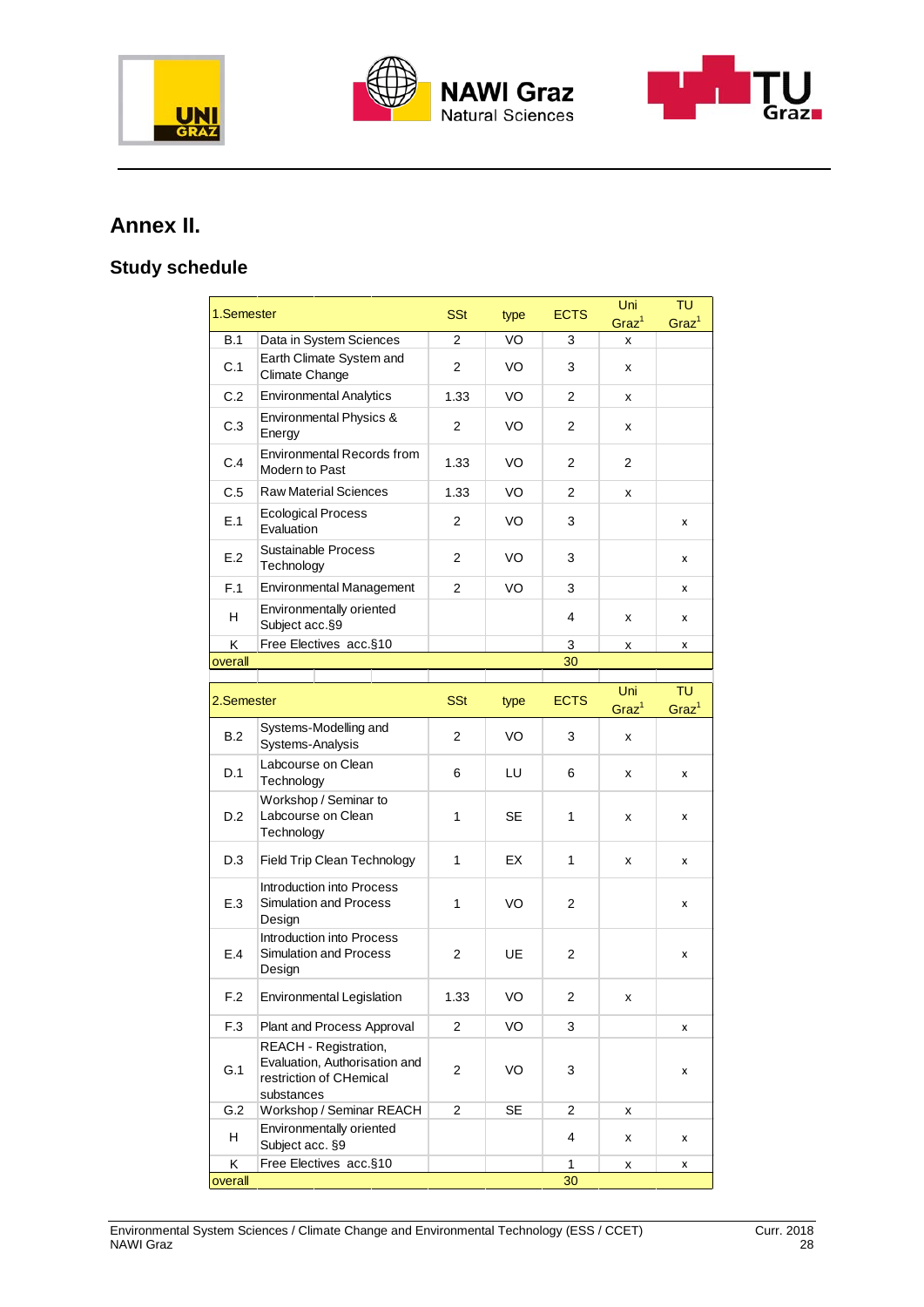# Annex II.

## Study schedule

| 1.Semester | | SSt | type | ECTS | Uni Graz[1] | TU Graz[1] |
|---|---|---|---|---|---|---|
| B.1 | Data in System Sciences | 2 | VO | 3 | x | |
| C.1 | Earth Climate System and Climate Change | 2 | VO | 3 | x | |
| C.2 | Environmental Analytics | 1.33 | VO | 2 | x | |
| C.3 | Environmental Physics & Energy | 2 | VO | 2 | x | |
| C.4 | Environmental Records from Modern to Past | 1.33 | VO | 2 | 2 | |
| C.5 | Raw Material Sciences | 1.33 | VO | 2 | x | |
| E.1 | Ecological Process Evaluation | 2 | VO | 3 | | x |
| E.2 | Sustainable Process Technology | 2 | VO | 3 | | x |
| F.1 | Environmental Management | 2 | VO | 3 | | x |
| H | Environmentally oriented Subject acc.§9 | | | 4 | x | x |
| K | Free Electives acc.§10 | | | 3 | x | x |
| overall | | | | 30 | | |

| 2.Semester | | SSt | type | ECTS | Uni Graz[1] | TU Graz[1] |
|---|---|---|---|---|---|---|
| B.2 | Systems-Modelling and Systems-Analysis | 2 | VO | 3 | x | |
| D.1 | Labcourse on Clean Technology | 6 | LU | 6 | x | x |
| D.2 | Workshop / Seminar to Labcourse on Clean Technology | 1 | SE | 1 | x | x |
| D.3 | Field Trip Clean Technology | 1 | EX | 1 | x | x |
| E.3 | Introduction into Process Simulation and Process Design | 1 | VO | 2 | | x |
| E.4 | Introduction into Process Simulation and Process Design | 2 | UE | 2 | | x |
| F.2 | Environmental Legislation | 1.33 | VO | 2 | x | |
| F.3 | Plant and Process Approval | 2 | VO | 3 | | x |
| G.1 | REACH - Registration, Evaluation, Authorisation and restriction of CHemical substances | 2 | VO | 3 | | x |
| G.2 | Workshop / Seminar REACH | 2 | SE | 2 | x | |
| H | Environmentally oriented Subject acc. §9 | | | 4 | x | x |
| K | Free Electives acc.§10 | | | 1 | x | x |
| overall | | | | 30 | | |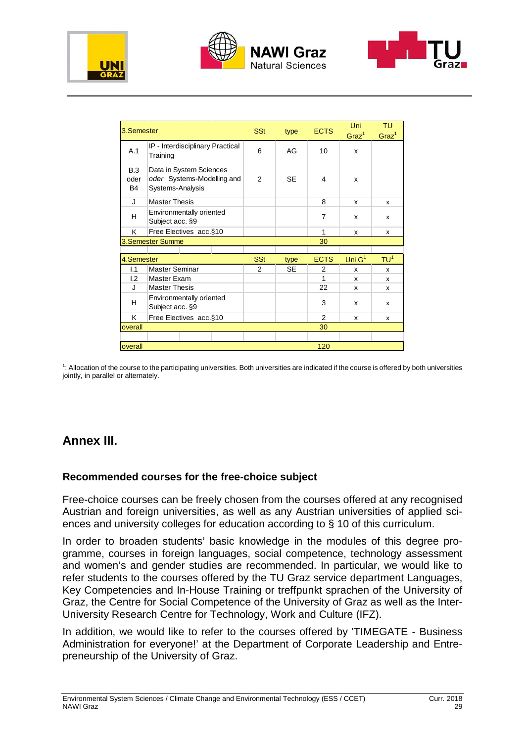| 3.Semester | | SSt | type | ECTS | Uni Graz[1] | TU Graz[1] |
|---|---|---|---|---|---|---|
| A.1 | IP - Interdisciplinary Practical Training | 6 | AG | 10 | x | |
| B.3 oder B4 | Data in System Sciences *oder* Systems-Modelling and Systems-Analysis | 2 | SE | 4 | x | |
| J | Master Thesis | | | 8 | x | x |
| H | Environmentally oriented Subject acc. §9 | | | 7 | x | x |
| K | Free Electives acc.§10 | | | 1 | x | x |
| 3.Semester Summe | | | | 30 | | |
| | | | | | | |
| 4.Semester | | SSt | type | ECTS | Uni G[1] | TU[1] |
| I.1 | Master Seminar | 2 | SE | 2 | x | x |
| I.2 | Master Exam | | | 1 | x | x |
| J | Master Thesis | | | 22 | x | x |
| H | Environmentally oriented Subject acc. §9 | | | 3 | x | x |
| K | Free Electives acc.§10 | | | 2 | x | x |
| overall | | | | 30 | | |
| | | | | | | |
| overall | | | | 120 | | |

[1]: Allocation of the course to the participating universities. Both universities are indicated if the course is offered by both universities jointly, in parallel or alternately.

## Annex III.

### Recommended courses for the free-choice subject

Free-choice courses can be freely chosen from the courses offered at any recognised Austrian and foreign universities, as well as any Austrian universities of applied sciences and university colleges for education according to § 10 of this curriculum.

In order to broaden students' basic knowledge in the modules of this degree programme, courses in foreign languages, social competence, technology assessment and women's and gender studies are recommended. In particular, we would like to refer students to the courses offered by the TU Graz service department Languages, Key Competencies and In-House Training or treffpunkt sprachen of the University of Graz, the Centre for Social Competence of the University of Graz as well as the Inter-University Research Centre for Technology, Work and Culture (IFZ).

In addition, we would like to refer to the courses offered by 'TIMEGATE - Business Administration for everyone!' at the Department of Corporate Leadership and Entrepreneurship of the University of Graz.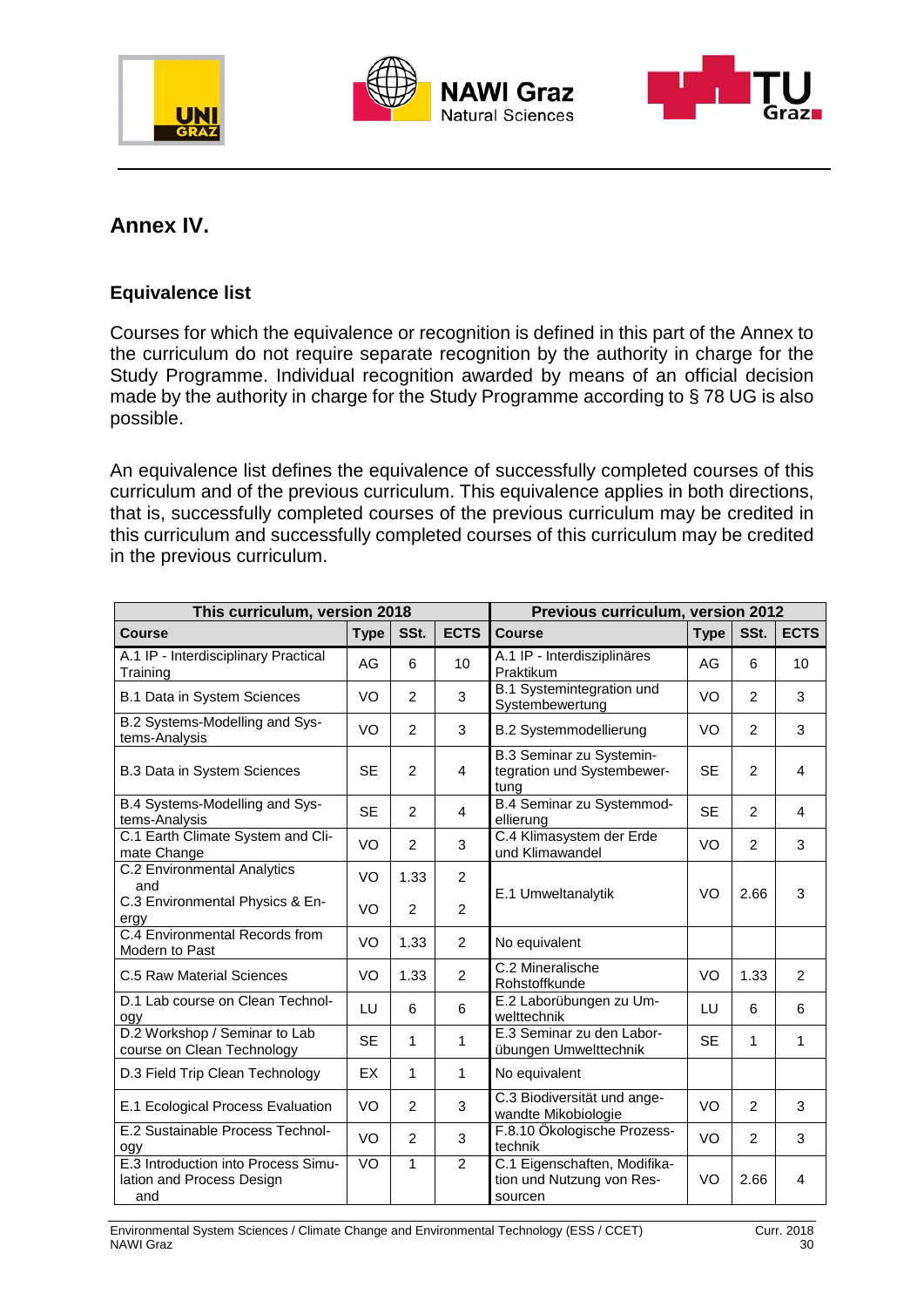## Annex IV.

### Equivalence list

Courses for which the equivalence or recognition is defined in this part of the Annex to the curriculum do not require separate recognition by the authority in charge for the Study Programme. Individual recognition awarded by means of an official decision made by the authority in charge for the Study Programme according to § 78 UG is also possible.

An equivalence list defines the equivalence of successfully completed courses of this curriculum and of the previous curriculum. This equivalence applies in both directions, that is, successfully completed courses of the previous curriculum may be credited in this curriculum and successfully completed courses of this curriculum may be credited in the previous curriculum.

| This curriculum, version 2018 | | | | Previous curriculum, version 2012 | | | |
|---|---|---|---|---|---|---|---|
| **Course** | **Type** | **SSt.** | **ECTS** | **Course** | **Type** | **SSt.** | **ECTS** |
| A.1 IP - Interdisciplinary Practical Training | AG | 6 | 10 | A.1 IP - Interdisziplinäres Praktikum | AG | 6 | 10 |
| B.1 Data in System Sciences | VO | 2 | 3 | B.1 Systemintegration und Systembewertung | VO | 2 | 3 |
| B.2 Systems-Modelling and Systems-Analysis | VO | 2 | 3 | B.2 Systemmodellierung | VO | 2 | 3 |
| B.3 Data in System Sciences | SE | 2 | 4 | B.3 Seminar zu Systemintegration und Systembewertung | SE | 2 | 4 |
| B.4 Systems-Modelling and Systems-Analysis | SE | 2 | 4 | B.4 Seminar zu Systemmodellierung | SE | 2 | 4 |
| C.1 Earth Climate System and Climate Change | VO | 2 | 3 | C.4 Klimasystem der Erde und Klimawandel | VO | 2 | 3 |
| C.2 Environmental Analytics and C.3 Environmental Physics & Energy | VO<br>VO | 1.33<br>2 | 2<br>2 | E.1 Umweltanalytik | VO | 2.66 | 3 |
| C.4 Environmental Records from Modern to Past | VO | 1.33 | 2 | No equivalent | | | |
| C.5 Raw Material Sciences | VO | 1.33 | 2 | C.2 Mineralische Rohstoffkunde | VO | 1.33 | 2 |
| D.1 Lab course on Clean Technology | LU | 6 | 6 | E.2 Laborübungen zu Umwelttechnik | LU | 6 | 6 |
| D.2 Workshop / Seminar to Lab course on Clean Technology | SE | 1 | 1 | E.3 Seminar zu den Laborübungen Umwelttechnik | SE | 1 | 1 |
| D.3 Field Trip Clean Technology | EX | 1 | 1 | No equivalent | | | |
| E.1 Ecological Process Evaluation | VO | 2 | 3 | C.3 Biodiversität und angewandte Mikobiologie | VO | 2 | 3 |
| E.2 Sustainable Process Technology | VO | 2 | 3 | F.8.10 Ökologische Prozesstechnik | VO | 2 | 3 |
| E.3 Introduction into Process Simulation and Process Design and | VO | 1 | 2 | C.1 Eigenschaften, Modifikation und Nutzung von Ressourcen | VO | 2.66 | 4 |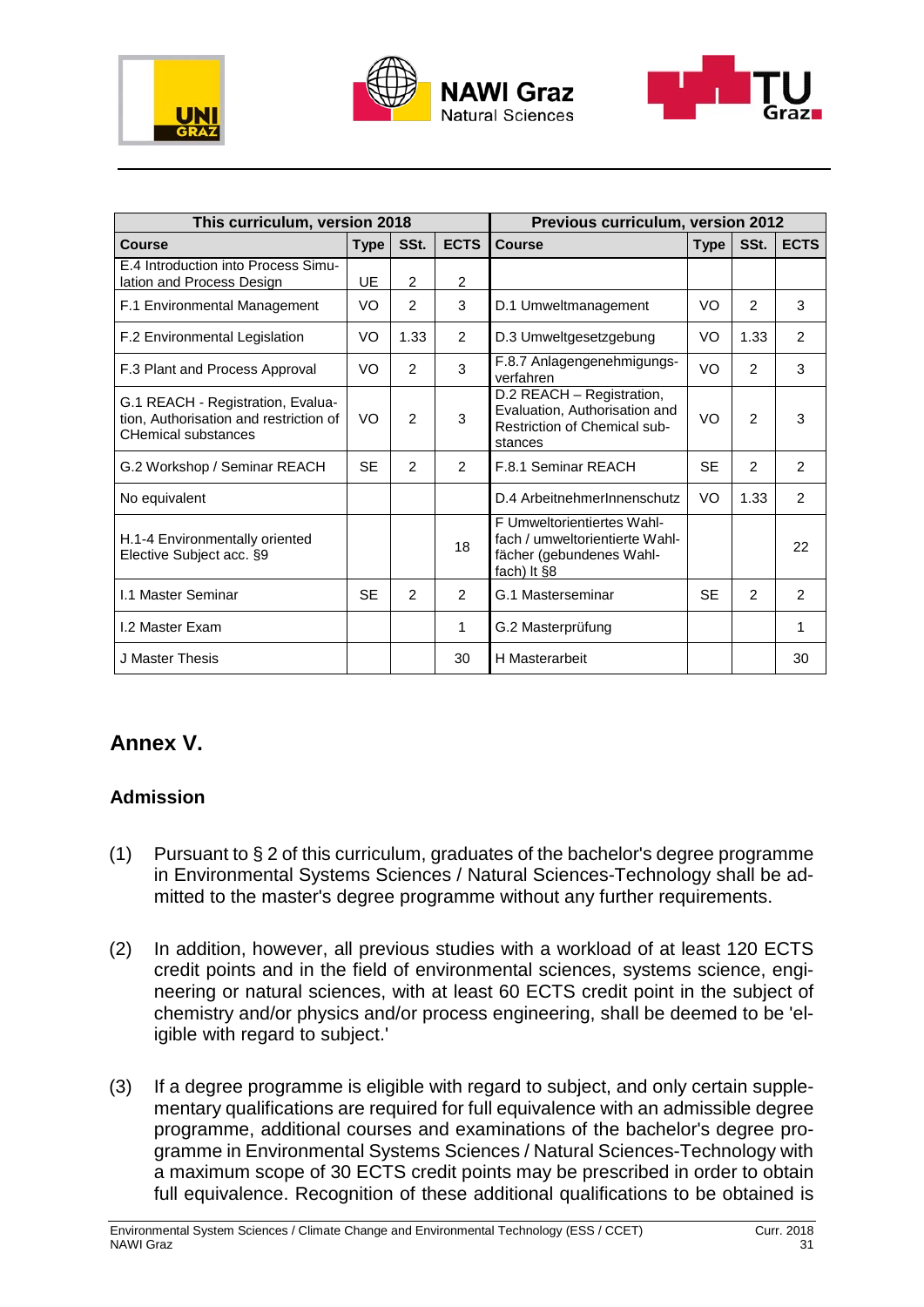| This curriculum, version 2018 | | | | Previous curriculum, version 2012 | | | |
|---|---|---|---|---|---|---|---|
| **Course** | **Type** | **SSt.** | **ECTS** | **Course** | **Type** | **SSt.** | **ECTS** |
| E.4 Introduction into Process Simulation and Process Design | UE | 2 | 2 | | | | |
| F.1 Environmental Management | VO | 2 | 3 | D.1 Umweltmanagement | VO | 2 | 3 |
| F.2 Environmental Legislation | VO | 1.33 | 2 | D.3 Umweltgesetzgebung | VO | 1.33 | 2 |
| F.3 Plant and Process Approval | VO | 2 | 3 | F.8.7 Anlagengenehmigungsverfahren | VO | 2 | 3 |
| G.1 REACH - Registration, Evaluation, Authorisation and restriction of CHemical substances | VO | 2 | 3 | D.2 REACH – Registration, Evaluation, Authorisation and Restriction of Chemical substances | VO | 2 | 3 |
| G.2 Workshop / Seminar REACH | SE | 2 | 2 | F.8.1 Seminar REACH | SE | 2 | 2 |
| No equivalent | | | | D.4 ArbeitnehmerInnenschutz | VO | 1.33 | 2 |
| H.1-4 Environmentally oriented Elective Subject acc. §9 | | | 18 | F Umweltorientiertes Wahlfach / umweltorientierte Wahlfächer (gebundenes Wahlfach) lt §8 | | | 22 |
| I.1 Master Seminar | SE | 2 | 2 | G.1 Masterseminar | SE | 2 | 2 |
| I.2 Master Exam | | | 1 | G.2 Masterprüfung | | | 1 |
| J Master Thesis | | | 30 | H Masterarbeit | | | 30 |

## Annex V.

### Admission

(1) Pursuant to § 2 of this curriculum, graduates of the bachelor's degree programme in Environmental Systems Sciences / Natural Sciences-Technology shall be admitted to the master's degree programme without any further requirements.

(2) In addition, however, all previous studies with a workload of at least 120 ECTS credit points and in the field of environmental sciences, systems science, engineering or natural sciences, with at least 60 ECTS credit point in the subject of chemistry and/or physics and/or process engineering, shall be deemed to be 'eligible with regard to subject.'

(3) If a degree programme is eligible with regard to subject, and only certain supplementary qualifications are required for full equivalence with an admissible degree programme, additional courses and examinations of the bachelor's degree programme in Environmental Systems Sciences / Natural Sciences-Technology with a maximum scope of 30 ECTS credit points may be prescribed in order to obtain full equivalence. Recognition of these additional qualifications to be obtained is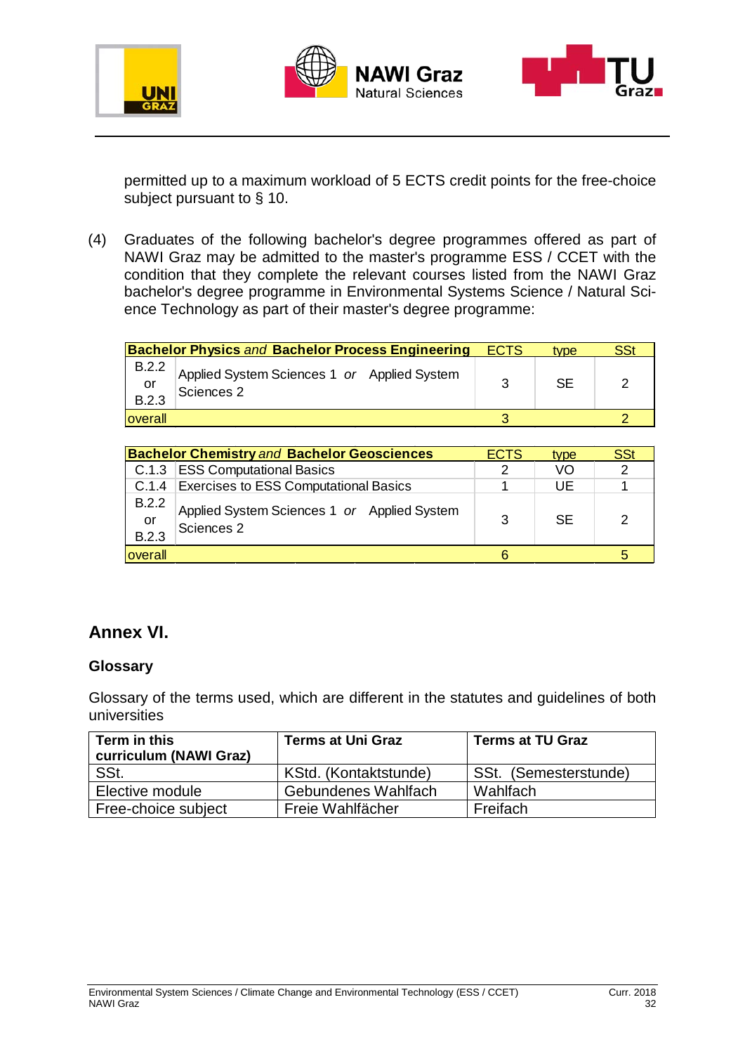permitted up to a maximum workload of 5 ECTS credit points for the free-choice subject pursuant to § 10.

(4) Graduates of the following bachelor's degree programmes offered as part of NAWI Graz may be admitted to the master's programme ESS / CCET with the condition that they complete the relevant courses listed from the NAWI Graz bachelor's degree programme in Environmental Systems Science / Natural Science Technology as part of their master's degree programme:

| **Bachelor Physics** *and* **Bachelor Process Engineering** | | ECTS | type | SSt |
|---|---|---|---|---|
| B.2.2 or B.2.3 | Applied System Sciences 1 *or* Applied System Sciences 2 | 3 | SE | 2 |
| overall | | 3 | | 2 |

| **Bachelor Chemistry** *and* **Bachelor Geosciences** | | ECTS | type | SSt |
|---|---|---|---|---|
| C.1.3 | ESS Computational Basics | 2 | VO | 2 |
| C.1.4 | Exercises to ESS Computational Basics | 1 | UE | 1 |
| B.2.2 or B.2.3 | Applied System Sciences 1 *or* Applied System Sciences 2 | 3 | SE | 2 |
| overall | | 6 | | 5 |

## Annex VI.

### Glossary

Glossary of the terms used, which are different in the statutes and guidelines of both universities

| **Term in this curriculum (NAWI Graz)** | **Terms at Uni Graz** | **Terms at TU Graz** |
|---|---|---|
| SSt. | KStd. (Kontaktstunde) | SSt. (Semesterstunde) |
| Elective module | Gebundenes Wahlfach | Wahlfach |
| Free-choice subject | Freie Wahlfächer | Freifach |